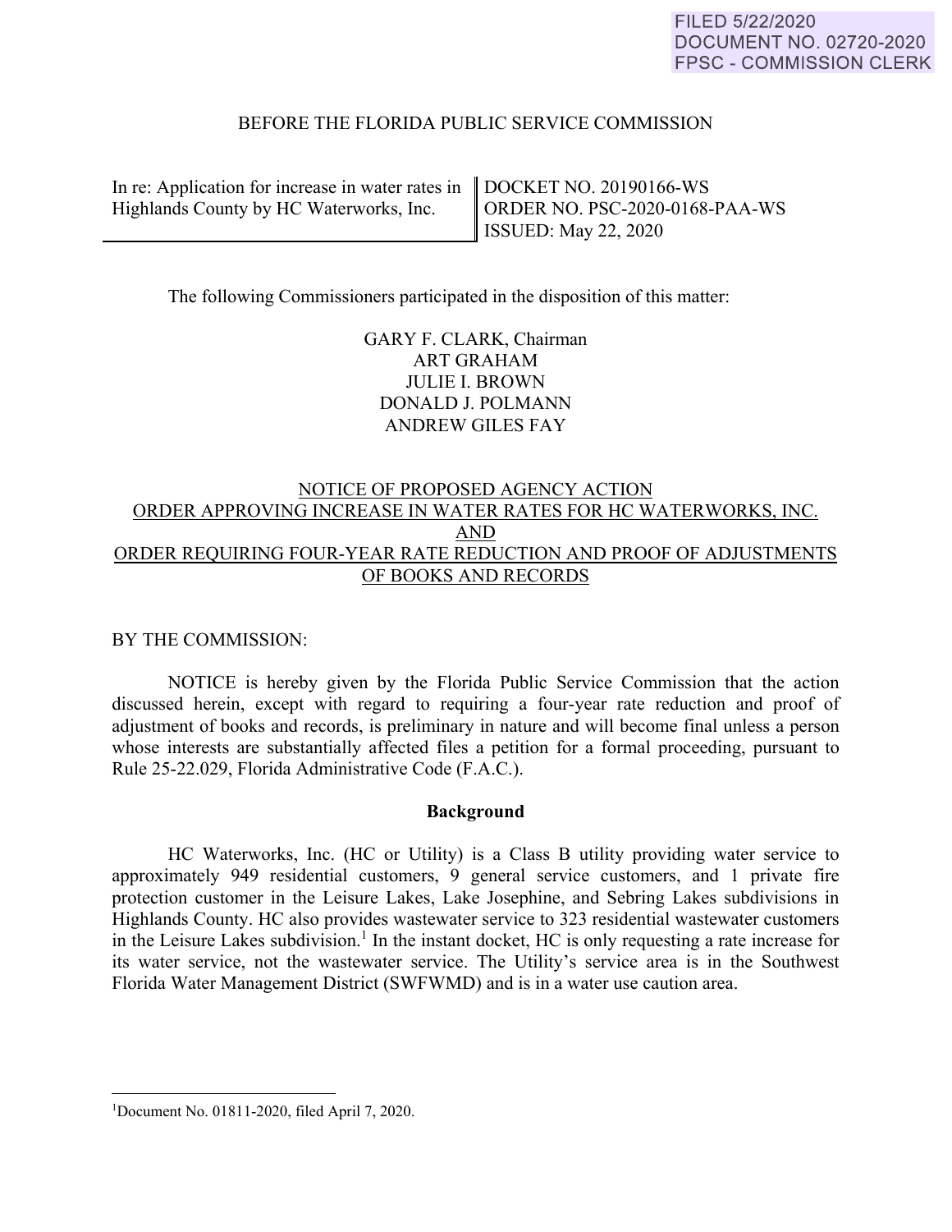FILED 5/22/2020
DOCUMENT NO. 02720-2020
FPSC - COMMISSION CLERK

BEFORE THE FLORIDA PUBLIC SERVICE COMMISSION

| | |
|---|---|
| In re: Application for increase in water rates in Highlands County by HC Waterworks, Inc. | DOCKET NO. 20190166-WS<br>ORDER NO. PSC-2020-0168-PAA-WS<br>ISSUED: May 22, 2020 |

The following Commissioners participated in the disposition of this matter:

GARY F. CLARK, Chairman
ART GRAHAM
JULIE I. BROWN
DONALD J. POLMANN
ANDREW GILES FAY

NOTICE OF PROPOSED AGENCY ACTION
ORDER APPROVING INCREASE IN WATER RATES FOR HC WATERWORKS, INC.
AND
ORDER REQUIRING FOUR-YEAR RATE REDUCTION AND PROOF OF ADJUSTMENTS OF BOOKS AND RECORDS

BY THE COMMISSION:

NOTICE is hereby given by the Florida Public Service Commission that the action discussed herein, except with regard to requiring a four-year rate reduction and proof of adjustment of books and records, is preliminary in nature and will become final unless a person whose interests are substantially affected files a petition for a formal proceeding, pursuant to Rule 25-22.029, Florida Administrative Code (F.A.C.).

## Background

HC Waterworks, Inc. (HC or Utility) is a Class B utility providing water service to approximately 949 residential customers, 9 general service customers, and 1 private fire protection customer in the Leisure Lakes, Lake Josephine, and Sebring Lakes subdivisions in Highlands County. HC also provides wastewater service to 323 residential wastewater customers in the Leisure Lakes subdivision.[1] In the instant docket, HC is only requesting a rate increase for its water service, not the wastewater service. The Utility's service area is in the Southwest Florida Water Management District (SWFWMD) and is in a water use caution area.

[1]Document No. 01811-2020, filed April 7, 2020.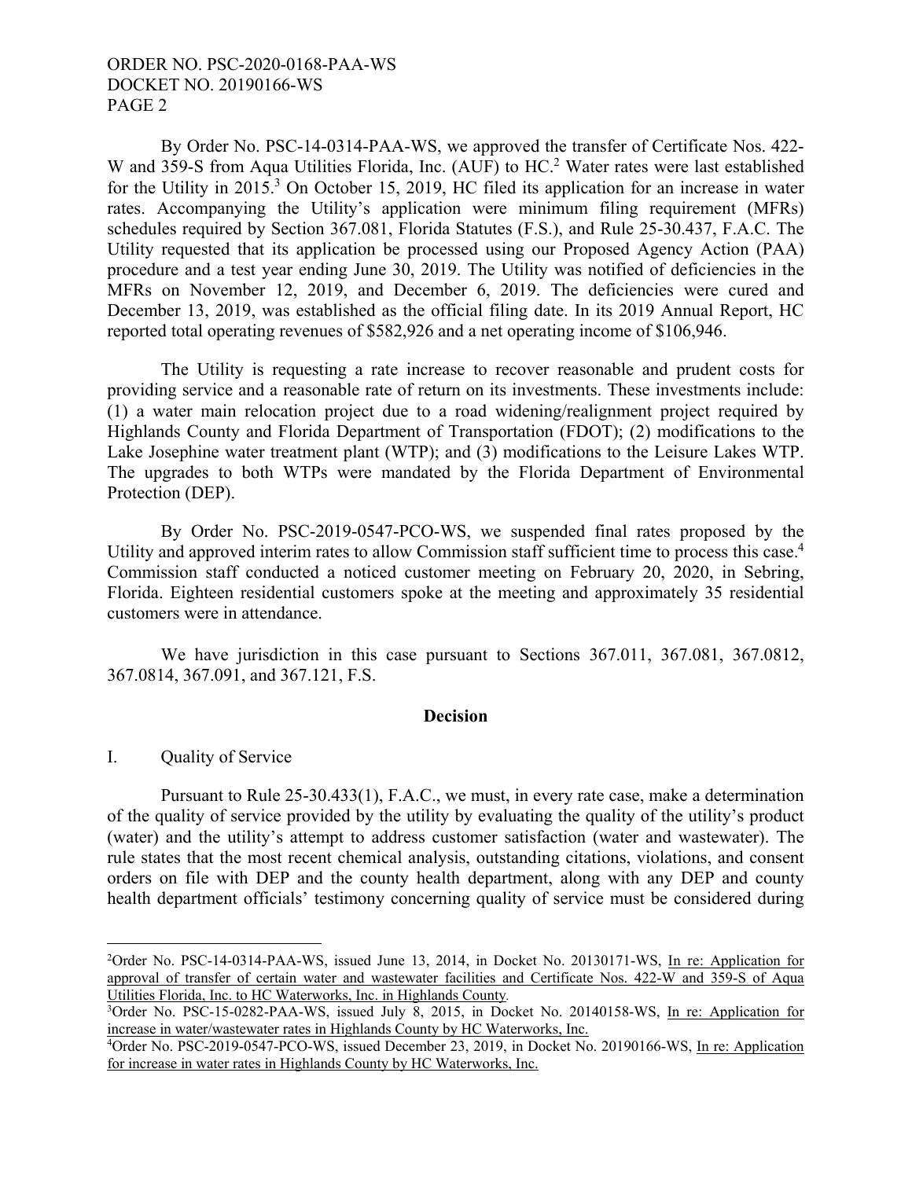By Order No. PSC-14-0314-PAA-WS, we approved the transfer of Certificate Nos. 422-W and 359-S from Aqua Utilities Florida, Inc. (AUF) to HC.[2] Water rates were last established for the Utility in 2015.[3] On October 15, 2019, HC filed its application for an increase in water rates. Accompanying the Utility's application were minimum filing requirement (MFRs) schedules required by Section 367.081, Florida Statutes (F.S.), and Rule 25-30.437, F.A.C. The Utility requested that its application be processed using our Proposed Agency Action (PAA) procedure and a test year ending June 30, 2019. The Utility was notified of deficiencies in the MFRs on November 12, 2019, and December 6, 2019. The deficiencies were cured and December 13, 2019, was established as the official filing date. In its 2019 Annual Report, HC reported total operating revenues of $582,926 and a net operating income of $106,946.

The Utility is requesting a rate increase to recover reasonable and prudent costs for providing service and a reasonable rate of return on its investments. These investments include: (1) a water main relocation project due to a road widening/realignment project required by Highlands County and Florida Department of Transportation (FDOT); (2) modifications to the Lake Josephine water treatment plant (WTP); and (3) modifications to the Leisure Lakes WTP. The upgrades to both WTPs were mandated by the Florida Department of Environmental Protection (DEP).

By Order No. PSC-2019-0547-PCO-WS, we suspended final rates proposed by the Utility and approved interim rates to allow Commission staff sufficient time to process this case.[4] Commission staff conducted a noticed customer meeting on February 20, 2020, in Sebring, Florida. Eighteen residential customers spoke at the meeting and approximately 35 residential customers were in attendance.

We have jurisdiction in this case pursuant to Sections 367.011, 367.081, 367.0812, 367.0814, 367.091, and 367.121, F.S.

## Decision

### I. Quality of Service

Pursuant to Rule 25-30.433(1), F.A.C., we must, in every rate case, make a determination of the quality of service provided by the utility by evaluating the quality of the utility's product (water) and the utility's attempt to address customer satisfaction (water and wastewater). The rule states that the most recent chemical analysis, outstanding citations, violations, and consent orders on file with DEP and the county health department, along with any DEP and county health department officials' testimony concerning quality of service must be considered during

---

[2] Order No. PSC-14-0314-PAA-WS, issued June 13, 2014, in Docket No. 20130171-WS, In re: Application for approval of transfer of certain water and wastewater facilities and Certificate Nos. 422-W and 359-S of Aqua Utilities Florida, Inc. to HC Waterworks, Inc. in Highlands County.

[3] Order No. PSC-15-0282-PAA-WS, issued July 8, 2015, in Docket No. 20140158-WS, In re: Application for increase in water/wastewater rates in Highlands County by HC Waterworks, Inc.

[4] Order No. PSC-2019-0547-PCO-WS, issued December 23, 2019, in Docket No. 20190166-WS, In re: Application for increase in water rates in Highlands County by HC Waterworks, Inc.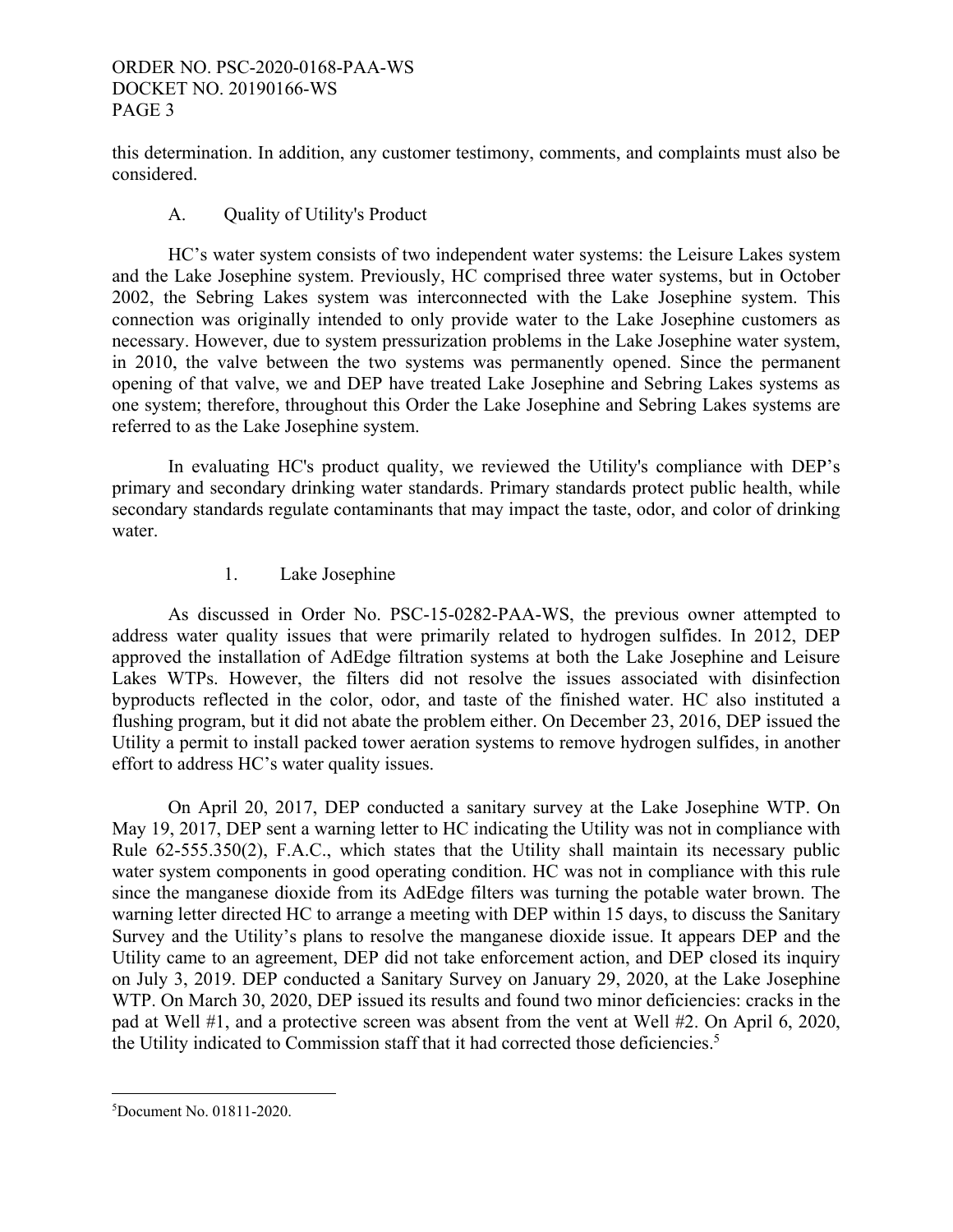this determination. In addition, any customer testimony, comments, and complaints must also be considered.

### A. Quality of Utility's Product

HC's water system consists of two independent water systems: the Leisure Lakes system and the Lake Josephine system. Previously, HC comprised three water systems, but in October 2002, the Sebring Lakes system was interconnected with the Lake Josephine system. This connection was originally intended to only provide water to the Lake Josephine customers as necessary. However, due to system pressurization problems in the Lake Josephine water system, in 2010, the valve between the two systems was permanently opened. Since the permanent opening of that valve, we and DEP have treated Lake Josephine and Sebring Lakes systems as one system; therefore, throughout this Order the Lake Josephine and Sebring Lakes systems are referred to as the Lake Josephine system.

In evaluating HC's product quality, we reviewed the Utility's compliance with DEP's primary and secondary drinking water standards. Primary standards protect public health, while secondary standards regulate contaminants that may impact the taste, odor, and color of drinking water.

#### 1. Lake Josephine

As discussed in Order No. PSC-15-0282-PAA-WS, the previous owner attempted to address water quality issues that were primarily related to hydrogen sulfides. In 2012, DEP approved the installation of AdEdge filtration systems at both the Lake Josephine and Leisure Lakes WTPs. However, the filters did not resolve the issues associated with disinfection byproducts reflected in the color, odor, and taste of the finished water. HC also instituted a flushing program, but it did not abate the problem either. On December 23, 2016, DEP issued the Utility a permit to install packed tower aeration systems to remove hydrogen sulfides, in another effort to address HC's water quality issues.

On April 20, 2017, DEP conducted a sanitary survey at the Lake Josephine WTP. On May 19, 2017, DEP sent a warning letter to HC indicating the Utility was not in compliance with Rule 62-555.350(2), F.A.C., which states that the Utility shall maintain its necessary public water system components in good operating condition. HC was not in compliance with this rule since the manganese dioxide from its AdEdge filters was turning the potable water brown. The warning letter directed HC to arrange a meeting with DEP within 15 days, to discuss the Sanitary Survey and the Utility's plans to resolve the manganese dioxide issue. It appears DEP and the Utility came to an agreement, DEP did not take enforcement action, and DEP closed its inquiry on July 3, 2019. DEP conducted a Sanitary Survey on January 29, 2020, at the Lake Josephine WTP. On March 30, 2020, DEP issued its results and found two minor deficiencies: cracks in the pad at Well #1, and a protective screen was absent from the vent at Well #2. On April 6, 2020, the Utility indicated to Commission staff that it had corrected those deficiencies.[5]

---

[5]Document No. 01811-2020.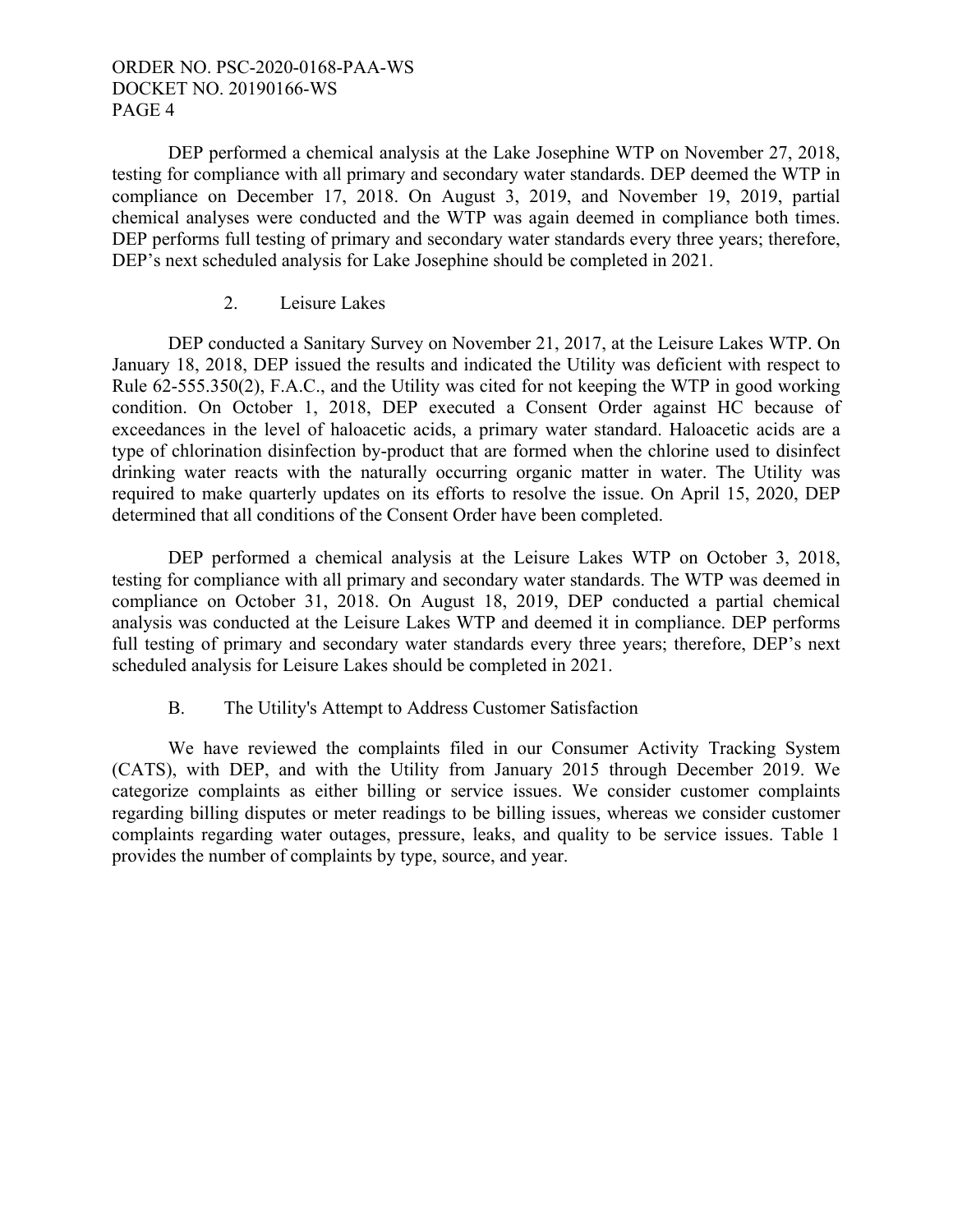DEP performed a chemical analysis at the Lake Josephine WTP on November 27, 2018, testing for compliance with all primary and secondary water standards. DEP deemed the WTP in compliance on December 17, 2018. On August 3, 2019, and November 19, 2019, partial chemical analyses were conducted and the WTP was again deemed in compliance both times. DEP performs full testing of primary and secondary water standards every three years; therefore, DEP's next scheduled analysis for Lake Josephine should be completed in 2021.

### 2. Leisure Lakes

DEP conducted a Sanitary Survey on November 21, 2017, at the Leisure Lakes WTP. On January 18, 2018, DEP issued the results and indicated the Utility was deficient with respect to Rule 62-555.350(2), F.A.C., and the Utility was cited for not keeping the WTP in good working condition. On October 1, 2018, DEP executed a Consent Order against HC because of exceedances in the level of haloacetic acids, a primary water standard. Haloacetic acids are a type of chlorination disinfection by-product that are formed when the chlorine used to disinfect drinking water reacts with the naturally occurring organic matter in water. The Utility was required to make quarterly updates on its efforts to resolve the issue. On April 15, 2020, DEP determined that all conditions of the Consent Order have been completed.

DEP performed a chemical analysis at the Leisure Lakes WTP on October 3, 2018, testing for compliance with all primary and secondary water standards. The WTP was deemed in compliance on October 31, 2018. On August 18, 2019, DEP conducted a partial chemical analysis was conducted at the Leisure Lakes WTP and deemed it in compliance. DEP performs full testing of primary and secondary water standards every three years; therefore, DEP's next scheduled analysis for Leisure Lakes should be completed in 2021.

## B. The Utility's Attempt to Address Customer Satisfaction

We have reviewed the complaints filed in our Consumer Activity Tracking System (CATS), with DEP, and with the Utility from January 2015 through December 2019. We categorize complaints as either billing or service issues. We consider customer complaints regarding billing disputes or meter readings to be billing issues, whereas we consider customer complaints regarding water outages, pressure, leaks, and quality to be service issues. Table 1 provides the number of complaints by type, source, and year.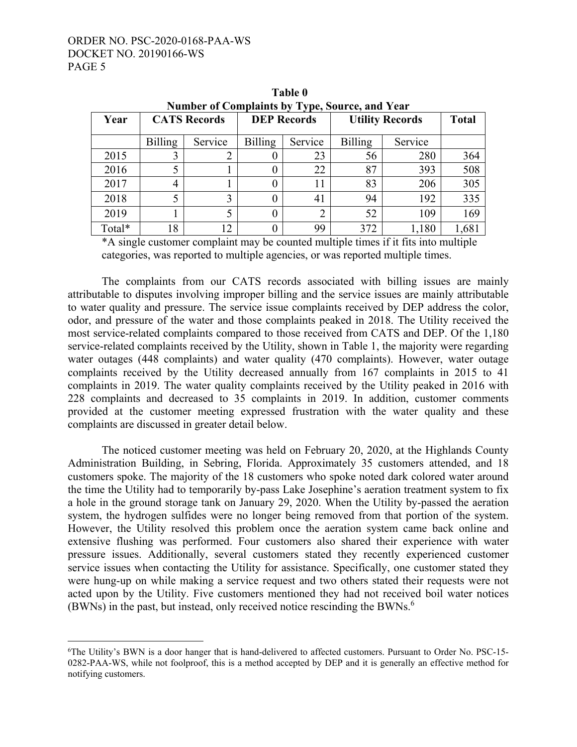**Table 0**
**Number of Complaints by Type, Source, and Year**

| Year | CATS Records | | DEP Records | | Utility Records | | Total |
|---|---|---|---|---|---|---|---|
| | Billing | Service | Billing | Service | Billing | Service | |
| 2015 | 3 | 2 | 0 | 23 | 56 | 280 | 364 |
| 2016 | 5 | 1 | 0 | 22 | 87 | 393 | 508 |
| 2017 | 4 | 1 | 0 | 11 | 83 | 206 | 305 |
| 2018 | 5 | 3 | 0 | 41 | 94 | 192 | 335 |
| 2019 | 1 | 5 | 0 | 2 | 52 | 109 | 169 |
| Total* | 18 | 12 | 0 | 99 | 372 | 1,180 | 1,681 |

*A single customer complaint may be counted multiple times if it fits into multiple categories, was reported to multiple agencies, or was reported multiple times.

The complaints from our CATS records associated with billing issues are mainly attributable to disputes involving improper billing and the service issues are mainly attributable to water quality and pressure. The service issue complaints received by DEP address the color, odor, and pressure of the water and those complaints peaked in 2018. The Utility received the most service-related complaints compared to those received from CATS and DEP. Of the 1,180 service-related complaints received by the Utility, shown in Table 1, the majority were regarding water outages (448 complaints) and water quality (470 complaints). However, water outage complaints received by the Utility decreased annually from 167 complaints in 2015 to 41 complaints in 2019. The water quality complaints received by the Utility peaked in 2016 with 228 complaints and decreased to 35 complaints in 2019. In addition, customer comments provided at the customer meeting expressed frustration with the water quality and these complaints are discussed in greater detail below.

The noticed customer meeting was held on February 20, 2020, at the Highlands County Administration Building, in Sebring, Florida. Approximately 35 customers attended, and 18 customers spoke. The majority of the 18 customers who spoke noted dark colored water around the time the Utility had to temporarily by-pass Lake Josephine's aeration treatment system to fix a hole in the ground storage tank on January 29, 2020. When the Utility by-passed the aeration system, the hydrogen sulfides were no longer being removed from that portion of the system. However, the Utility resolved this problem once the aeration system came back online and extensive flushing was performed. Four customers also shared their experience with water pressure issues. Additionally, several customers stated they recently experienced customer service issues when contacting the Utility for assistance. Specifically, one customer stated they were hung-up on while making a service request and two others stated their requests were not acted upon by the Utility. Five customers mentioned they had not received boil water notices (BWNs) in the past, but instead, only received notice rescinding the BWNs.[6]

[6]The Utility's BWN is a door hanger that is hand-delivered to affected customers. Pursuant to Order No. PSC-15-0282-PAA-WS, while not foolproof, this is a method accepted by DEP and it is generally an effective method for notifying customers.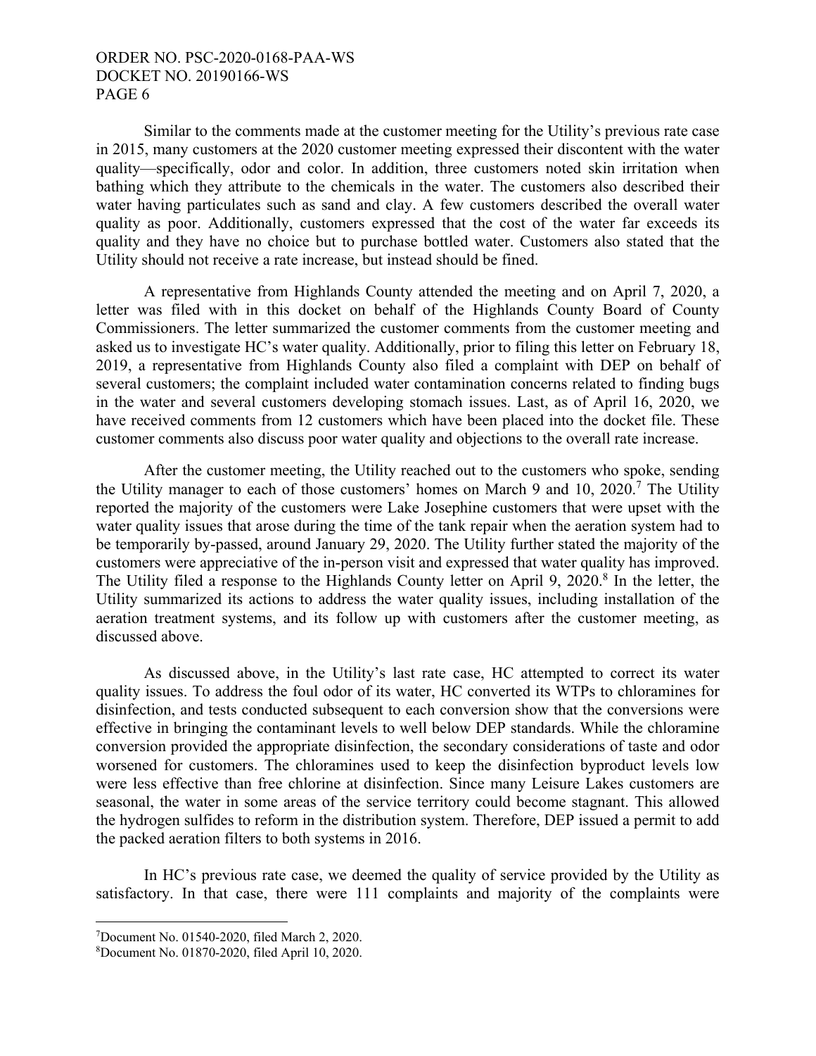Similar to the comments made at the customer meeting for the Utility's previous rate case in 2015, many customers at the 2020 customer meeting expressed their discontent with the water quality—specifically, odor and color. In addition, three customers noted skin irritation when bathing which they attribute to the chemicals in the water. The customers also described their water having particulates such as sand and clay. A few customers described the overall water quality as poor. Additionally, customers expressed that the cost of the water far exceeds its quality and they have no choice but to purchase bottled water. Customers also stated that the Utility should not receive a rate increase, but instead should be fined.

A representative from Highlands County attended the meeting and on April 7, 2020, a letter was filed with in this docket on behalf of the Highlands County Board of County Commissioners. The letter summarized the customer comments from the customer meeting and asked us to investigate HC's water quality. Additionally, prior to filing this letter on February 18, 2019, a representative from Highlands County also filed a complaint with DEP on behalf of several customers; the complaint included water contamination concerns related to finding bugs in the water and several customers developing stomach issues. Last, as of April 16, 2020, we have received comments from 12 customers which have been placed into the docket file. These customer comments also discuss poor water quality and objections to the overall rate increase.

After the customer meeting, the Utility reached out to the customers who spoke, sending the Utility manager to each of those customers' homes on March 9 and 10, 2020.[7] The Utility reported the majority of the customers were Lake Josephine customers that were upset with the water quality issues that arose during the time of the tank repair when the aeration system had to be temporarily by-passed, around January 29, 2020. The Utility further stated the majority of the customers were appreciative of the in-person visit and expressed that water quality has improved. The Utility filed a response to the Highlands County letter on April 9, 2020.[8] In the letter, the Utility summarized its actions to address the water quality issues, including installation of the aeration treatment systems, and its follow up with customers after the customer meeting, as discussed above.

As discussed above, in the Utility's last rate case, HC attempted to correct its water quality issues. To address the foul odor of its water, HC converted its WTPs to chloramines for disinfection, and tests conducted subsequent to each conversion show that the conversions were effective in bringing the contaminant levels to well below DEP standards. While the chloramine conversion provided the appropriate disinfection, the secondary considerations of taste and odor worsened for customers. The chloramines used to keep the disinfection byproduct levels low were less effective than free chlorine at disinfection. Since many Leisure Lakes customers are seasonal, the water in some areas of the service territory could become stagnant. This allowed the hydrogen sulfides to reform in the distribution system. Therefore, DEP issued a permit to add the packed aeration filters to both systems in 2016.

In HC's previous rate case, we deemed the quality of service provided by the Utility as satisfactory. In that case, there were 111 complaints and majority of the complaints were

---

[7] Document No. 01540-2020, filed March 2, 2020.

[8] Document No. 01870-2020, filed April 10, 2020.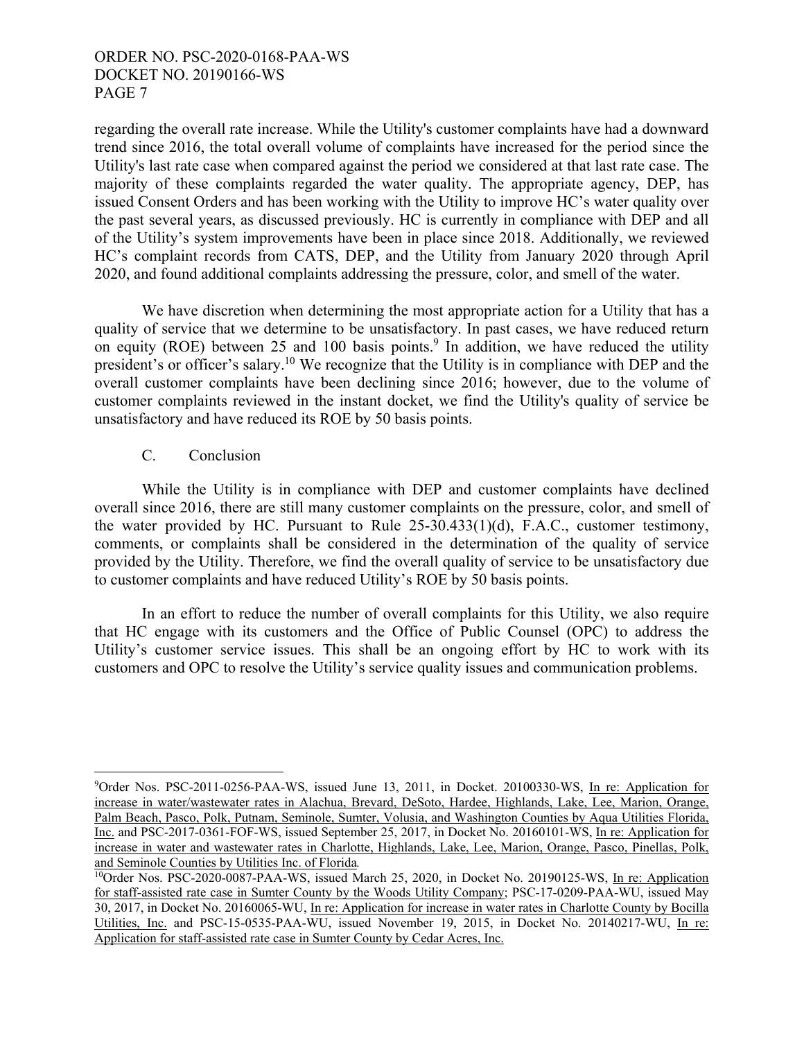regarding the overall rate increase. While the Utility's customer complaints have had a downward trend since 2016, the total overall volume of complaints have increased for the period since the Utility's last rate case when compared against the period we considered at that last rate case. The majority of these complaints regarded the water quality. The appropriate agency, DEP, has issued Consent Orders and has been working with the Utility to improve HC's water quality over the past several years, as discussed previously. HC is currently in compliance with DEP and all of the Utility's system improvements have been in place since 2018. Additionally, we reviewed HC's complaint records from CATS, DEP, and the Utility from January 2020 through April 2020, and found additional complaints addressing the pressure, color, and smell of the water.

We have discretion when determining the most appropriate action for a Utility that has a quality of service that we determine to be unsatisfactory. In past cases, we have reduced return on equity (ROE) between 25 and 100 basis points.[9] In addition, we have reduced the utility president's or officer's salary.[10] We recognize that the Utility is in compliance with DEP and the overall customer complaints have been declining since 2016; however, due to the volume of customer complaints reviewed in the instant docket, we find the Utility's quality of service be unsatisfactory and have reduced its ROE by 50 basis points.

C. Conclusion

While the Utility is in compliance with DEP and customer complaints have declined overall since 2016, there are still many customer complaints on the pressure, color, and smell of the water provided by HC. Pursuant to Rule 25-30.433(1)(d), F.A.C., customer testimony, comments, or complaints shall be considered in the determination of the quality of service provided by the Utility. Therefore, we find the overall quality of service to be unsatisfactory due to customer complaints and have reduced Utility's ROE by 50 basis points.

In an effort to reduce the number of overall complaints for this Utility, we also require that HC engage with its customers and the Office of Public Counsel (OPC) to address the Utility's customer service issues. This shall be an ongoing effort by HC to work with its customers and OPC to resolve the Utility's service quality issues and communication problems.

---

[9]Order Nos. PSC-2011-0256-PAA-WS, issued June 13, 2011, in Docket. 20100330-WS, In re: Application for increase in water/wastewater rates in Alachua, Brevard, DeSoto, Hardee, Highlands, Lake, Lee, Marion, Orange, Palm Beach, Pasco, Polk, Putnam, Seminole, Sumter, Volusia, and Washington Counties by Aqua Utilities Florida, Inc. and PSC-2017-0361-FOF-WS, issued September 25, 2017, in Docket No. 20160101-WS, In re: Application for increase in water and wastewater rates in Charlotte, Highlands, Lake, Lee, Marion, Orange, Pasco, Pinellas, Polk, and Seminole Counties by Utilities Inc. of Florida.

[10]Order Nos. PSC-2020-0087-PAA-WS, issued March 25, 2020, in Docket No. 20190125-WS, In re: Application for staff-assisted rate case in Sumter County by the Woods Utility Company; PSC-17-0209-PAA-WU, issued May 30, 2017, in Docket No. 20160065-WU, In re: Application for increase in water rates in Charlotte County by Bocilla Utilities, Inc. and PSC-15-0535-PAA-WU, issued November 19, 2015, in Docket No. 20140217-WU, In re: Application for staff-assisted rate case in Sumter County by Cedar Acres, Inc.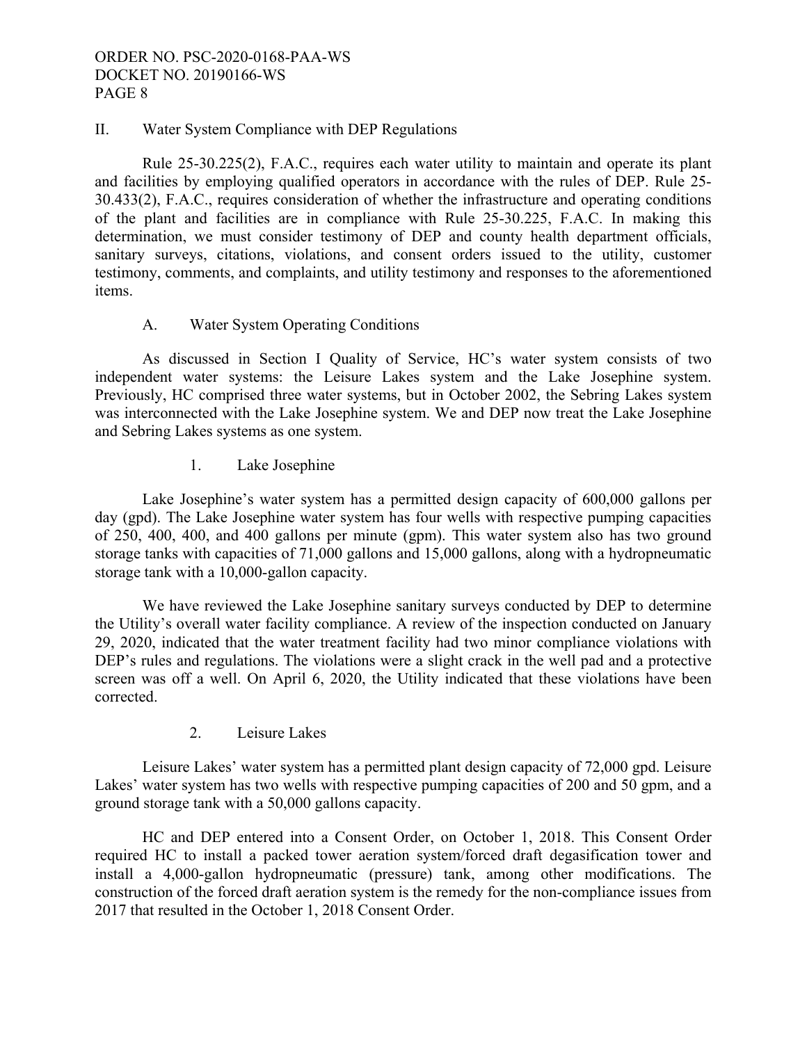## II. Water System Compliance with DEP Regulations

Rule 25-30.225(2), F.A.C., requires each water utility to maintain and operate its plant and facilities by employing qualified operators in accordance with the rules of DEP. Rule 25-30.433(2), F.A.C., requires consideration of whether the infrastructure and operating conditions of the plant and facilities are in compliance with Rule 25-30.225, F.A.C. In making this determination, we must consider testimony of DEP and county health department officials, sanitary surveys, citations, violations, and consent orders issued to the utility, customer testimony, comments, and complaints, and utility testimony and responses to the aforementioned items.

### A. Water System Operating Conditions

As discussed in Section I Quality of Service, HC's water system consists of two independent water systems: the Leisure Lakes system and the Lake Josephine system. Previously, HC comprised three water systems, but in October 2002, the Sebring Lakes system was interconnected with the Lake Josephine system. We and DEP now treat the Lake Josephine and Sebring Lakes systems as one system.

#### 1. Lake Josephine

Lake Josephine's water system has a permitted design capacity of 600,000 gallons per day (gpd). The Lake Josephine water system has four wells with respective pumping capacities of 250, 400, 400, and 400 gallons per minute (gpm). This water system also has two ground storage tanks with capacities of 71,000 gallons and 15,000 gallons, along with a hydropneumatic storage tank with a 10,000-gallon capacity.

We have reviewed the Lake Josephine sanitary surveys conducted by DEP to determine the Utility's overall water facility compliance. A review of the inspection conducted on January 29, 2020, indicated that the water treatment facility had two minor compliance violations with DEP's rules and regulations. The violations were a slight crack in the well pad and a protective screen was off a well. On April 6, 2020, the Utility indicated that these violations have been corrected.

#### 2. Leisure Lakes

Leisure Lakes' water system has a permitted plant design capacity of 72,000 gpd. Leisure Lakes' water system has two wells with respective pumping capacities of 200 and 50 gpm, and a ground storage tank with a 50,000 gallons capacity.

HC and DEP entered into a Consent Order, on October 1, 2018. This Consent Order required HC to install a packed tower aeration system/forced draft degasification tower and install a 4,000-gallon hydropneumatic (pressure) tank, among other modifications. The construction of the forced draft aeration system is the remedy for the non-compliance issues from 2017 that resulted in the October 1, 2018 Consent Order.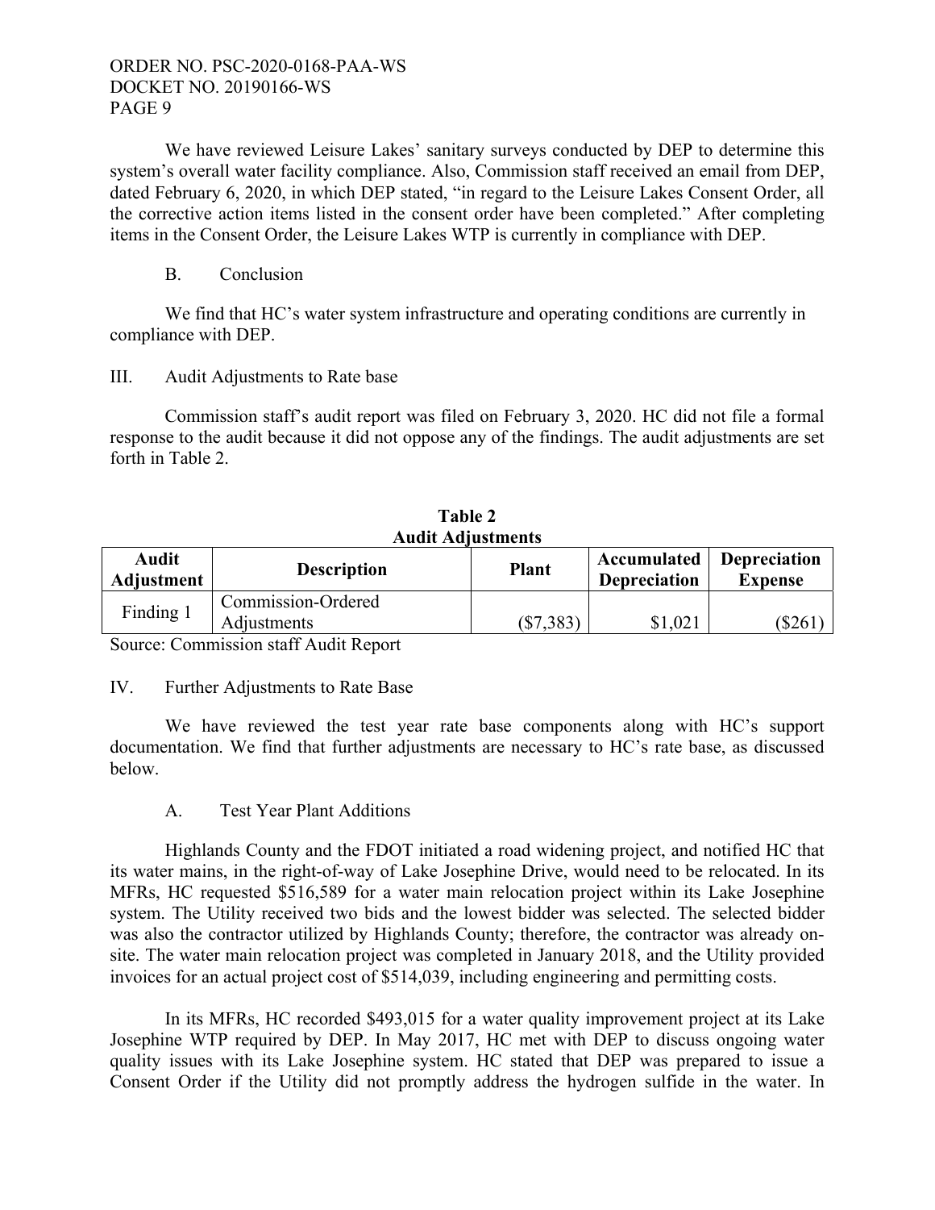We have reviewed Leisure Lakes' sanitary surveys conducted by DEP to determine this system's overall water facility compliance. Also, Commission staff received an email from DEP, dated February 6, 2020, in which DEP stated, "in regard to the Leisure Lakes Consent Order, all the corrective action items listed in the consent order have been completed." After completing items in the Consent Order, the Leisure Lakes WTP is currently in compliance with DEP.

### B. Conclusion

We find that HC's water system infrastructure and operating conditions are currently in compliance with DEP.

## III. Audit Adjustments to Rate base

Commission staff's audit report was filed on February 3, 2020. HC did not file a formal response to the audit because it did not oppose any of the findings. The audit adjustments are set forth in Table 2.

**Table 2**
**Audit Adjustments**

| Audit Adjustment | Description | Plant | Accumulated Depreciation | Depreciation Expense |
|---|---|---|---|---|
| Finding 1 | Commission-Ordered Adjustments | ($7,383) | $1,021 | ($261) |

Source: Commission staff Audit Report

## IV. Further Adjustments to Rate Base

We have reviewed the test year rate base components along with HC's support documentation. We find that further adjustments are necessary to HC's rate base, as discussed below.

### A. Test Year Plant Additions

Highlands County and the FDOT initiated a road widening project, and notified HC that its water mains, in the right-of-way of Lake Josephine Drive, would need to be relocated. In its MFRs, HC requested $516,589 for a water main relocation project within its Lake Josephine system. The Utility received two bids and the lowest bidder was selected. The selected bidder was also the contractor utilized by Highlands County; therefore, the contractor was already on-site. The water main relocation project was completed in January 2018, and the Utility provided invoices for an actual project cost of $514,039, including engineering and permitting costs.

In its MFRs, HC recorded $493,015 for a water quality improvement project at its Lake Josephine WTP required by DEP. In May 2017, HC met with DEP to discuss ongoing water quality issues with its Lake Josephine system. HC stated that DEP was prepared to issue a Consent Order if the Utility did not promptly address the hydrogen sulfide in the water. In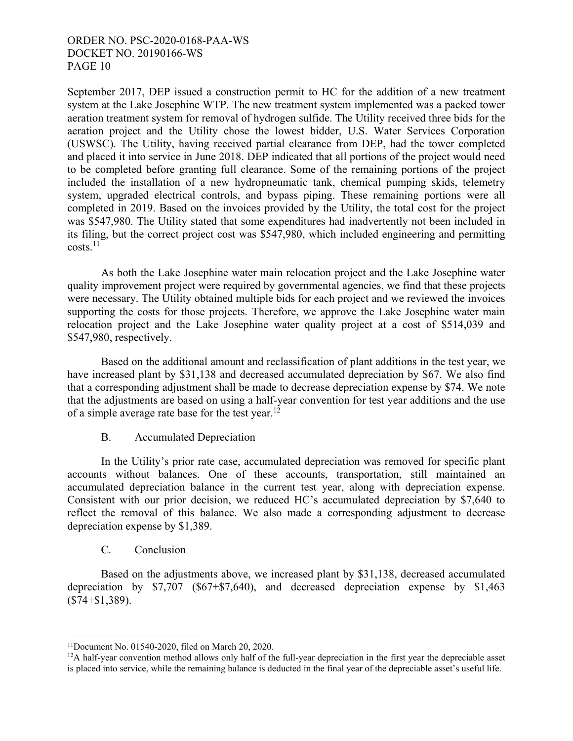September 2017, DEP issued a construction permit to HC for the addition of a new treatment system at the Lake Josephine WTP. The new treatment system implemented was a packed tower aeration treatment system for removal of hydrogen sulfide. The Utility received three bids for the aeration project and the Utility chose the lowest bidder, U.S. Water Services Corporation (USWSC). The Utility, having received partial clearance from DEP, had the tower completed and placed it into service in June 2018. DEP indicated that all portions of the project would need to be completed before granting full clearance. Some of the remaining portions of the project included the installation of a new hydropneumatic tank, chemical pumping skids, telemetry system, upgraded electrical controls, and bypass piping. These remaining portions were all completed in 2019. Based on the invoices provided by the Utility, the total cost for the project was $547,980. The Utility stated that some expenditures had inadvertently not been included in its filing, but the correct project cost was $547,980, which included engineering and permitting costs.[11]

As both the Lake Josephine water main relocation project and the Lake Josephine water quality improvement project were required by governmental agencies, we find that these projects were necessary. The Utility obtained multiple bids for each project and we reviewed the invoices supporting the costs for those projects. Therefore, we approve the Lake Josephine water main relocation project and the Lake Josephine water quality project at a cost of $514,039 and $547,980, respectively.

Based on the additional amount and reclassification of plant additions in the test year, we have increased plant by $31,138 and decreased accumulated depreciation by $67. We also find that a corresponding adjustment shall be made to decrease depreciation expense by $74. We note that the adjustments are based on using a half-year convention for test year additions and the use of a simple average rate base for the test year.[12]

### B. Accumulated Depreciation

In the Utility's prior rate case, accumulated depreciation was removed for specific plant accounts without balances. One of these accounts, transportation, still maintained an accumulated depreciation balance in the current test year, along with depreciation expense. Consistent with our prior decision, we reduced HC's accumulated depreciation by $7,640 to reflect the removal of this balance. We also made a corresponding adjustment to decrease depreciation expense by $1,389.

### C. Conclusion

Based on the adjustments above, we increased plant by $31,138, decreased accumulated depreciation by $7,707 ($67+$7,640), and decreased depreciation expense by $1,463 ($74+$1,389).

---

[11]Document No. 01540-2020, filed on March 20, 2020.

[12]A half-year convention method allows only half of the full-year depreciation in the first year the depreciable asset is placed into service, while the remaining balance is deducted in the final year of the depreciable asset's useful life.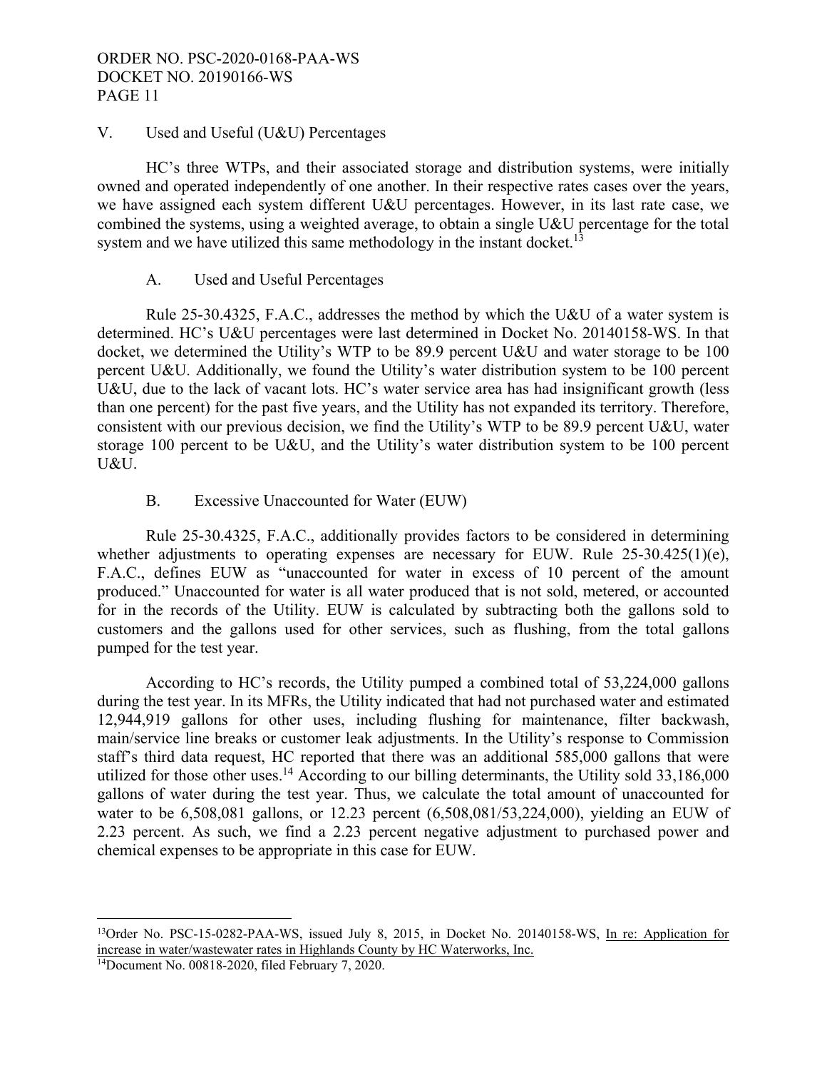## V. Used and Useful (U&U) Percentages

HC's three WTPs, and their associated storage and distribution systems, were initially owned and operated independently of one another. In their respective rates cases over the years, we have assigned each system different U&U percentages. However, in its last rate case, we combined the systems, using a weighted average, to obtain a single U&U percentage for the total system and we have utilized this same methodology in the instant docket.[13]

### A. Used and Useful Percentages

Rule 25-30.4325, F.A.C., addresses the method by which the U&U of a water system is determined. HC's U&U percentages were last determined in Docket No. 20140158-WS. In that docket, we determined the Utility's WTP to be 89.9 percent U&U and water storage to be 100 percent U&U. Additionally, we found the Utility's water distribution system to be 100 percent U&U, due to the lack of vacant lots. HC's water service area has had insignificant growth (less than one percent) for the past five years, and the Utility has not expanded its territory. Therefore, consistent with our previous decision, we find the Utility's WTP to be 89.9 percent U&U, water storage 100 percent to be U&U, and the Utility's water distribution system to be 100 percent U&U.

### B. Excessive Unaccounted for Water (EUW)

Rule 25-30.4325, F.A.C., additionally provides factors to be considered in determining whether adjustments to operating expenses are necessary for EUW. Rule 25-30.425(1)(e), F.A.C., defines EUW as "unaccounted for water in excess of 10 percent of the amount produced." Unaccounted for water is all water produced that is not sold, metered, or accounted for in the records of the Utility. EUW is calculated by subtracting both the gallons sold to customers and the gallons used for other services, such as flushing, from the total gallons pumped for the test year.

According to HC's records, the Utility pumped a combined total of 53,224,000 gallons during the test year. In its MFRs, the Utility indicated that had not purchased water and estimated 12,944,919 gallons for other uses, including flushing for maintenance, filter backwash, main/service line breaks or customer leak adjustments. In the Utility's response to Commission staff's third data request, HC reported that there was an additional 585,000 gallons that were utilized for those other uses.[14] According to our billing determinants, the Utility sold 33,186,000 gallons of water during the test year. Thus, we calculate the total amount of unaccounted for water to be 6,508,081 gallons, or 12.23 percent (6,508,081/53,224,000), yielding an EUW of 2.23 percent. As such, we find a 2.23 percent negative adjustment to purchased power and chemical expenses to be appropriate in this case for EUW.

---

[13] Order No. PSC-15-0282-PAA-WS, issued July 8, 2015, in Docket No. 20140158-WS, In re: Application for increase in water/wastewater rates in Highlands County by HC Waterworks, Inc.

[14] Document No. 00818-2020, filed February 7, 2020.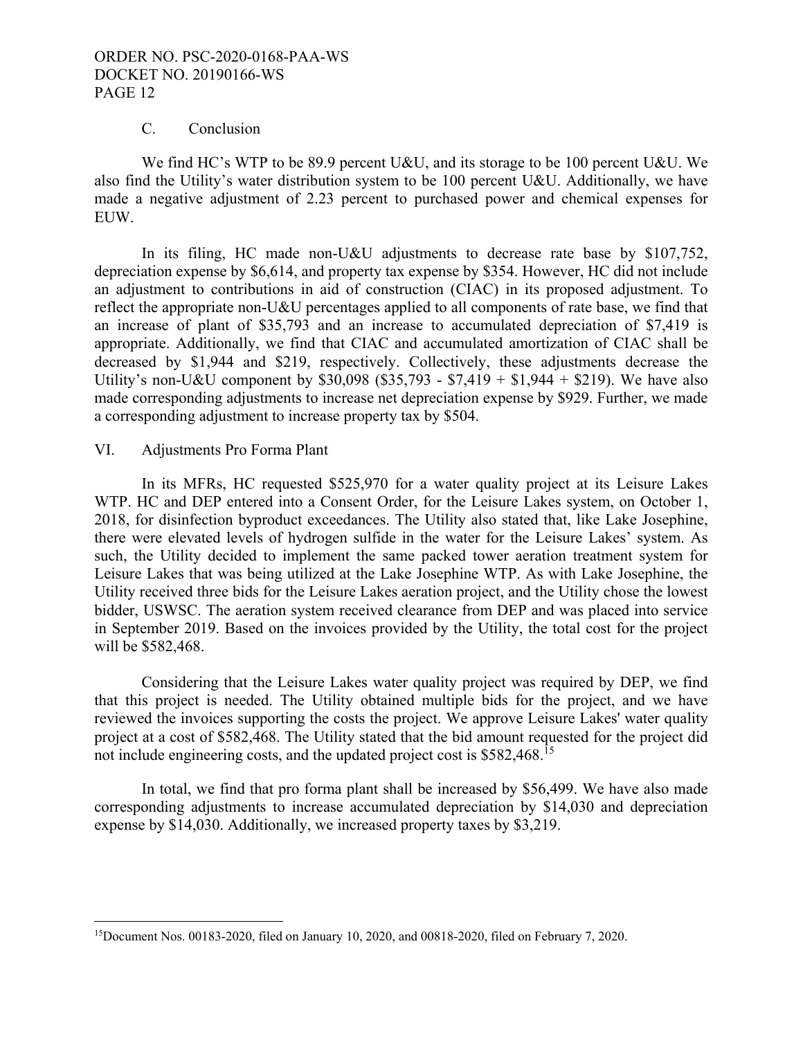### C. Conclusion

We find HC's WTP to be 89.9 percent U&U, and its storage to be 100 percent U&U. We also find the Utility's water distribution system to be 100 percent U&U. Additionally, we have made a negative adjustment of 2.23 percent to purchased power and chemical expenses for EUW.

In its filing, HC made non-U&U adjustments to decrease rate base by $107,752, depreciation expense by $6,614, and property tax expense by $354. However, HC did not include an adjustment to contributions in aid of construction (CIAC) in its proposed adjustment. To reflect the appropriate non-U&U percentages applied to all components of rate base, we find that an increase of plant of $35,793 and an increase to accumulated depreciation of $7,419 is appropriate. Additionally, we find that CIAC and accumulated amortization of CIAC shall be decreased by $1,944 and $219, respectively. Collectively, these adjustments decrease the Utility's non-U&U component by $30,098 ($35,793 - $7,419 + $1,944 + $219). We have also made corresponding adjustments to increase net depreciation expense by $929. Further, we made a corresponding adjustment to increase property tax by $504.

## VI. Adjustments Pro Forma Plant

In its MFRs, HC requested $525,970 for a water quality project at its Leisure Lakes WTP. HC and DEP entered into a Consent Order, for the Leisure Lakes system, on October 1, 2018, for disinfection byproduct exceedances. The Utility also stated that, like Lake Josephine, there were elevated levels of hydrogen sulfide in the water for the Leisure Lakes' system. As such, the Utility decided to implement the same packed tower aeration treatment system for Leisure Lakes that was being utilized at the Lake Josephine WTP. As with Lake Josephine, the Utility received three bids for the Leisure Lakes aeration project, and the Utility chose the lowest bidder, USWSC. The aeration system received clearance from DEP and was placed into service in September 2019. Based on the invoices provided by the Utility, the total cost for the project will be $582,468.

Considering that the Leisure Lakes water quality project was required by DEP, we find that this project is needed. The Utility obtained multiple bids for the project, and we have reviewed the invoices supporting the costs the project. We approve Leisure Lakes' water quality project at a cost of $582,468. The Utility stated that the bid amount requested for the project did not include engineering costs, and the updated project cost is $582,468.[15]

In total, we find that pro forma plant shall be increased by $56,499. We have also made corresponding adjustments to increase accumulated depreciation by $14,030 and depreciation expense by $14,030. Additionally, we increased property taxes by $3,219.

---

[15]Document Nos. 00183-2020, filed on January 10, 2020, and 00818-2020, filed on February 7, 2020.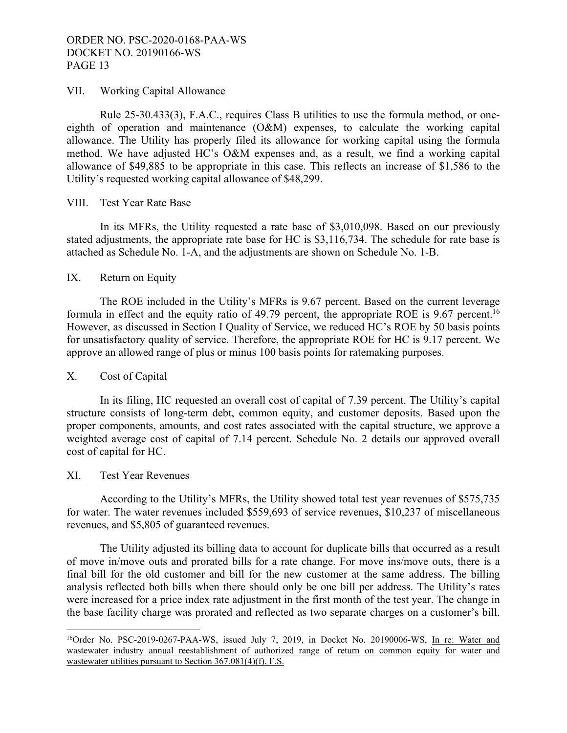## VII. Working Capital Allowance

Rule 25-30.433(3), F.A.C., requires Class B utilities to use the formula method, or one-eighth of operation and maintenance (O&M) expenses, to calculate the working capital allowance. The Utility has properly filed its allowance for working capital using the formula method. We have adjusted HC's O&M expenses and, as a result, we find a working capital allowance of $49,885 to be appropriate in this case. This reflects an increase of $1,586 to the Utility's requested working capital allowance of $48,299.

## VIII. Test Year Rate Base

In its MFRs, the Utility requested a rate base of $3,010,098. Based on our previously stated adjustments, the appropriate rate base for HC is $3,116,734. The schedule for rate base is attached as Schedule No. 1-A, and the adjustments are shown on Schedule No. 1-B.

## IX. Return on Equity

The ROE included in the Utility's MFRs is 9.67 percent. Based on the current leverage formula in effect and the equity ratio of 49.79 percent, the appropriate ROE is 9.67 percent.[16] However, as discussed in Section I Quality of Service, we reduced HC's ROE by 50 basis points for unsatisfactory quality of service. Therefore, the appropriate ROE for HC is 9.17 percent. We approve an allowed range of plus or minus 100 basis points for ratemaking purposes.

## X. Cost of Capital

In its filing, HC requested an overall cost of capital of 7.39 percent. The Utility's capital structure consists of long-term debt, common equity, and customer deposits. Based upon the proper components, amounts, and cost rates associated with the capital structure, we approve a weighted average cost of capital of 7.14 percent. Schedule No. 2 details our approved overall cost of capital for HC.

## XI. Test Year Revenues

According to the Utility's MFRs, the Utility showed total test year revenues of $575,735 for water. The water revenues included $559,693 of service revenues, $10,237 of miscellaneous revenues, and $5,805 of guaranteed revenues.

The Utility adjusted its billing data to account for duplicate bills that occurred as a result of move in/move outs and prorated bills for a rate change. For move ins/move outs, there is a final bill for the old customer and bill for the new customer at the same address. The billing analysis reflected both bills when there should only be one bill per address. The Utility's rates were increased for a price index rate adjustment in the first month of the test year. The change in the base facility charge was prorated and reflected as two separate charges on a customer's bill.

---

[16] Order No. PSC-2019-0267-PAA-WS, issued July 7, 2019, in Docket No. 20190006-WS, In re: Water and wastewater industry annual reestablishment of authorized range of return on common equity for water and wastewater utilities pursuant to Section 367.081(4)(f), F.S.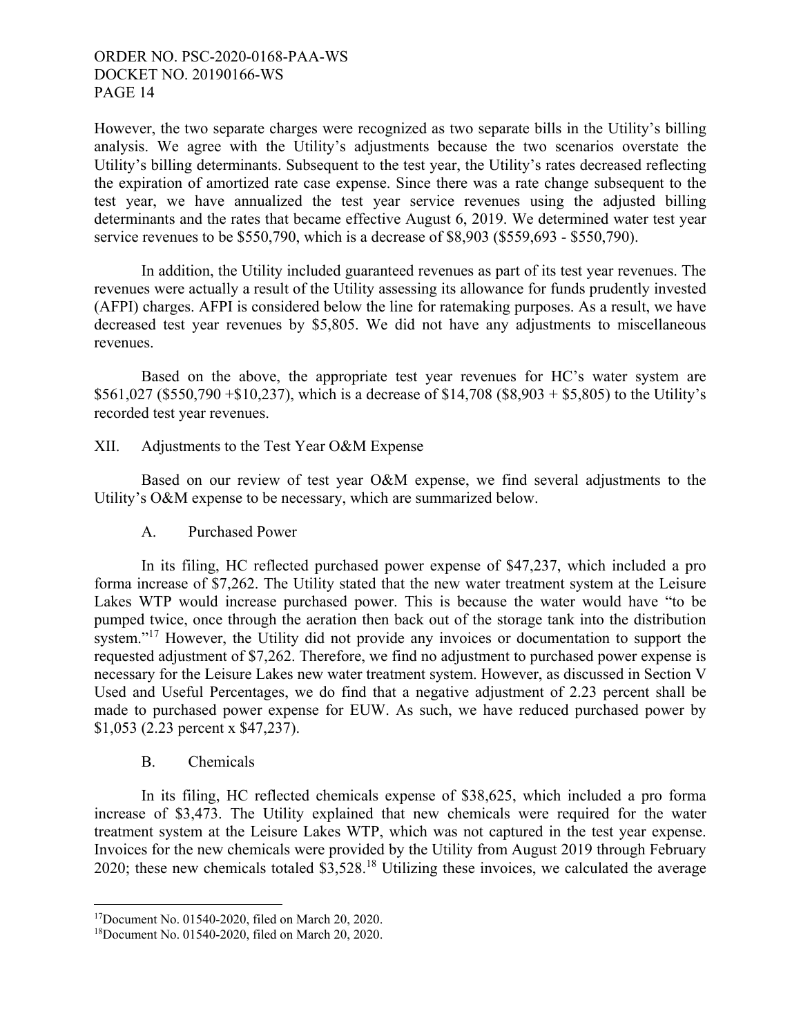However, the two separate charges were recognized as two separate bills in the Utility's billing analysis. We agree with the Utility's adjustments because the two scenarios overstate the Utility's billing determinants. Subsequent to the test year, the Utility's rates decreased reflecting the expiration of amortized rate case expense. Since there was a rate change subsequent to the test year, we have annualized the test year service revenues using the adjusted billing determinants and the rates that became effective August 6, 2019. We determined water test year service revenues to be $550,790, which is a decrease of $8,903 ($559,693 - $550,790).

In addition, the Utility included guaranteed revenues as part of its test year revenues. The revenues were actually a result of the Utility assessing its allowance for funds prudently invested (AFPI) charges. AFPI is considered below the line for ratemaking purposes. As a result, we have decreased test year revenues by $5,805. We did not have any adjustments to miscellaneous revenues.

Based on the above, the appropriate test year revenues for HC's water system are $561,027 ($550,790 +$10,237), which is a decrease of $14,708 ($8,903 + $5,805) to the Utility's recorded test year revenues.

## XII. Adjustments to the Test Year O&M Expense

Based on our review of test year O&M expense, we find several adjustments to the Utility's O&M expense to be necessary, which are summarized below.

### A. Purchased Power

In its filing, HC reflected purchased power expense of $47,237, which included a pro forma increase of $7,262. The Utility stated that the new water treatment system at the Leisure Lakes WTP would increase purchased power. This is because the water would have "to be pumped twice, once through the aeration then back out of the storage tank into the distribution system."[17] However, the Utility did not provide any invoices or documentation to support the requested adjustment of $7,262. Therefore, we find no adjustment to purchased power expense is necessary for the Leisure Lakes new water treatment system. However, as discussed in Section V Used and Useful Percentages, we do find that a negative adjustment of 2.23 percent shall be made to purchased power expense for EUW. As such, we have reduced purchased power by $1,053 (2.23 percent x $47,237).

### B. Chemicals

In its filing, HC reflected chemicals expense of $38,625, which included a pro forma increase of $3,473. The Utility explained that new chemicals were required for the water treatment system at the Leisure Lakes WTP, which was not captured in the test year expense. Invoices for the new chemicals were provided by the Utility from August 2019 through February 2020; these new chemicals totaled $3,528.[18] Utilizing these invoices, we calculated the average

---

[17]Document No. 01540-2020, filed on March 20, 2020.

[18]Document No. 01540-2020, filed on March 20, 2020.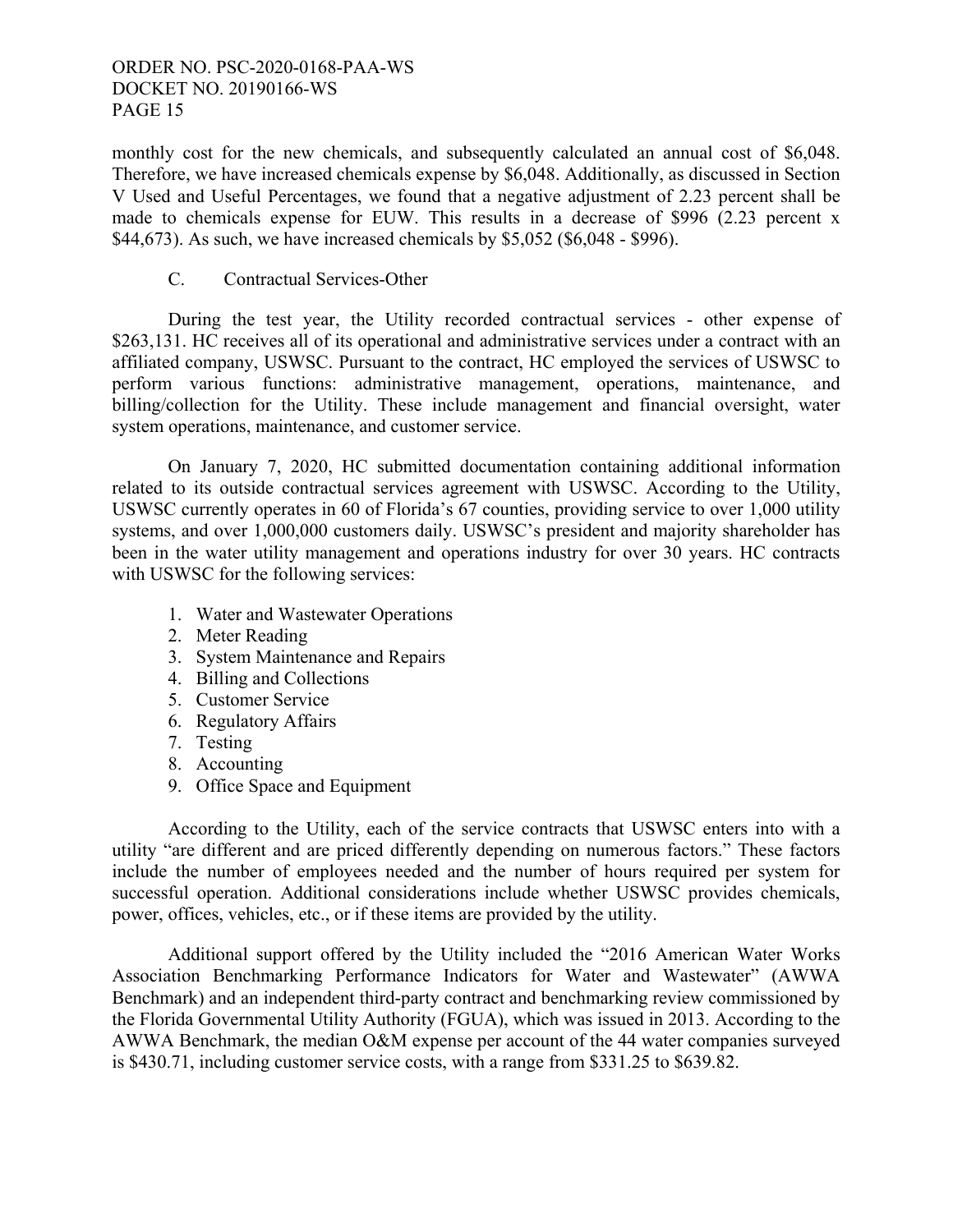monthly cost for the new chemicals, and subsequently calculated an annual cost of $6,048. Therefore, we have increased chemicals expense by $6,048. Additionally, as discussed in Section V Used and Useful Percentages, we found that a negative adjustment of 2.23 percent shall be made to chemicals expense for EUW. This results in a decrease of $996 (2.23 percent x $44,673). As such, we have increased chemicals by $5,052 ($6,048 - $996).

### C. Contractual Services-Other

During the test year, the Utility recorded contractual services - other expense of $263,131. HC receives all of its operational and administrative services under a contract with an affiliated company, USWSC. Pursuant to the contract, HC employed the services of USWSC to perform various functions: administrative management, operations, maintenance, and billing/collection for the Utility. These include management and financial oversight, water system operations, maintenance, and customer service.

On January 7, 2020, HC submitted documentation containing additional information related to its outside contractual services agreement with USWSC. According to the Utility, USWSC currently operates in 60 of Florida's 67 counties, providing service to over 1,000 utility systems, and over 1,000,000 customers daily. USWSC's president and majority shareholder has been in the water utility management and operations industry for over 30 years. HC contracts with USWSC for the following services:

1. Water and Wastewater Operations
2. Meter Reading
3. System Maintenance and Repairs
4. Billing and Collections
5. Customer Service
6. Regulatory Affairs
7. Testing
8. Accounting
9. Office Space and Equipment

According to the Utility, each of the service contracts that USWSC enters into with a utility "are different and are priced differently depending on numerous factors." These factors include the number of employees needed and the number of hours required per system for successful operation. Additional considerations include whether USWSC provides chemicals, power, offices, vehicles, etc., or if these items are provided by the utility.

Additional support offered by the Utility included the "2016 American Water Works Association Benchmarking Performance Indicators for Water and Wastewater" (AWWA Benchmark) and an independent third-party contract and benchmarking review commissioned by the Florida Governmental Utility Authority (FGUA), which was issued in 2013. According to the AWWA Benchmark, the median O&M expense per account of the 44 water companies surveyed is $430.71, including customer service costs, with a range from $331.25 to $639.82.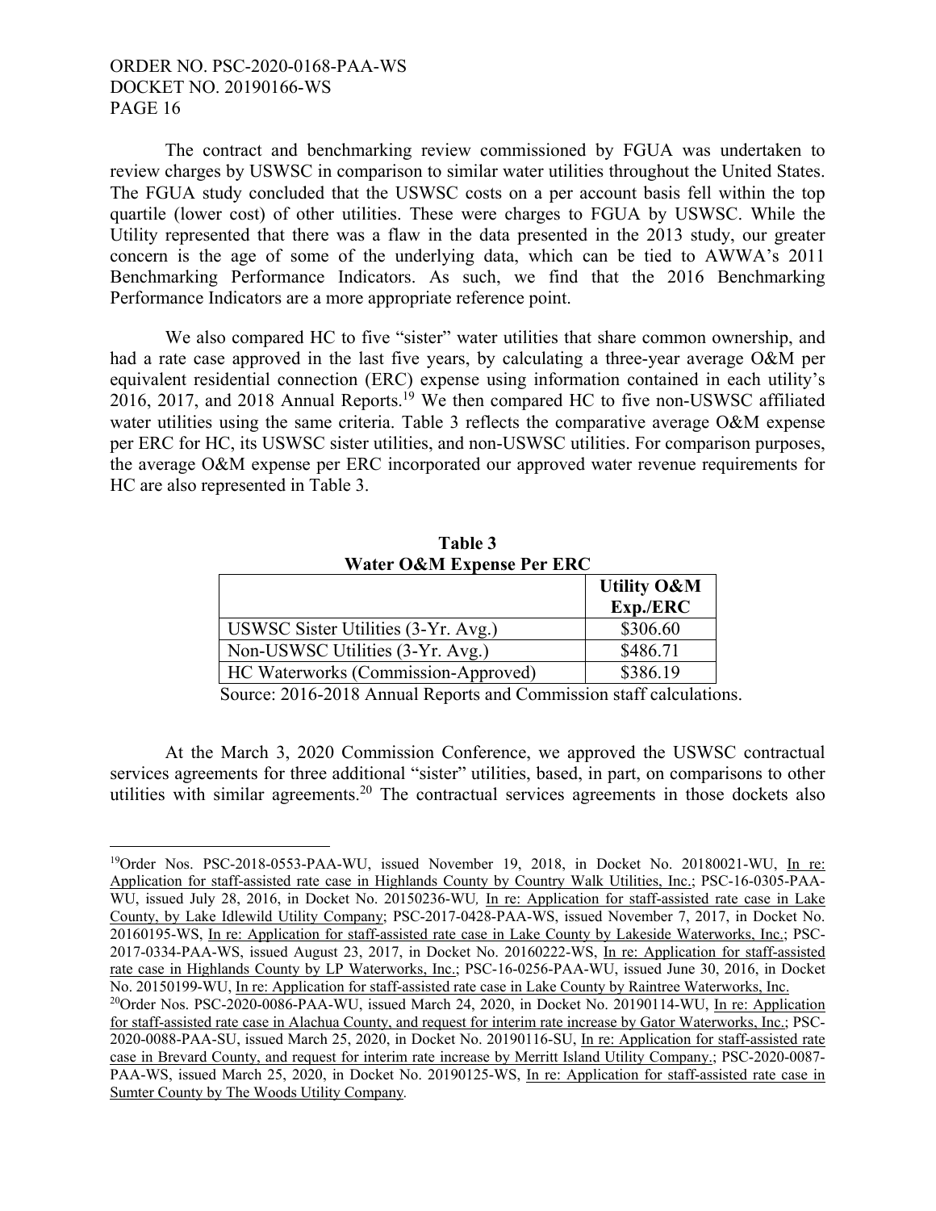The contract and benchmarking review commissioned by FGUA was undertaken to review charges by USWSC in comparison to similar water utilities throughout the United States. The FGUA study concluded that the USWSC costs on a per account basis fell within the top quartile (lower cost) of other utilities. These were charges to FGUA by USWSC. While the Utility represented that there was a flaw in the data presented in the 2013 study, our greater concern is the age of some of the underlying data, which can be tied to AWWA's 2011 Benchmarking Performance Indicators. As such, we find that the 2016 Benchmarking Performance Indicators are a more appropriate reference point.

We also compared HC to five "sister" water utilities that share common ownership, and had a rate case approved in the last five years, by calculating a three-year average O&M per equivalent residential connection (ERC) expense using information contained in each utility's 2016, 2017, and 2018 Annual Reports.[19] We then compared HC to five non-USWSC affiliated water utilities using the same criteria. Table 3 reflects the comparative average O&M expense per ERC for HC, its USWSC sister utilities, and non-USWSC utilities. For comparison purposes, the average O&M expense per ERC incorporated our approved water revenue requirements for HC are also represented in Table 3.

**Table 3**
**Water O&M Expense Per ERC**

| | **Utility O&M Exp./ERC** |
|---|---|
| USWSC Sister Utilities (3-Yr. Avg.) | $306.60 |
| Non-USWSC Utilities (3-Yr. Avg.) | $486.71 |
| HC Waterworks (Commission-Approved) | $386.19 |

Source: 2016-2018 Annual Reports and Commission staff calculations.

At the March 3, 2020 Commission Conference, we approved the USWSC contractual services agreements for three additional "sister" utilities, based, in part, on comparisons to other utilities with similar agreements.[20] The contractual services agreements in those dockets also

---

[19] Order Nos. PSC-2018-0553-PAA-WU, issued November 19, 2018, in Docket No. 20180021-WU, In re: Application for staff-assisted rate case in Highlands County by Country Walk Utilities, Inc.; PSC-16-0305-PAA-WU, issued July 28, 2016, in Docket No. 20150236-WU, In re: Application for staff-assisted rate case in Lake County, by Lake Idlewild Utility Company; PSC-2017-0428-PAA-WS, issued November 7, 2017, in Docket No. 20160195-WS, In re: Application for staff-assisted rate case in Lake County by Lakeside Waterworks, Inc.; PSC-2017-0334-PAA-WS, issued August 23, 2017, in Docket No. 20160222-WS, In re: Application for staff-assisted rate case in Highlands County by LP Waterworks, Inc.; PSC-16-0256-PAA-WU, issued June 30, 2016, in Docket No. 20150199-WU, In re: Application for staff-assisted rate case in Lake County by Raintree Waterworks, Inc.

[20] Order Nos. PSC-2020-0086-PAA-WU, issued March 24, 2020, in Docket No. 20190114-WU, In re: Application for staff-assisted rate case in Alachua County, and request for interim rate increase by Gator Waterworks, Inc.; PSC-2020-0088-PAA-SU, issued March 25, 2020, in Docket No. 20190116-SU, In re: Application for staff-assisted rate case in Brevard County, and request for interim rate increase by Merritt Island Utility Company.; PSC-2020-0087-PAA-WS, issued March 25, 2020, in Docket No. 20190125-WS, In re: Application for staff-assisted rate case in Sumter County by The Woods Utility Company.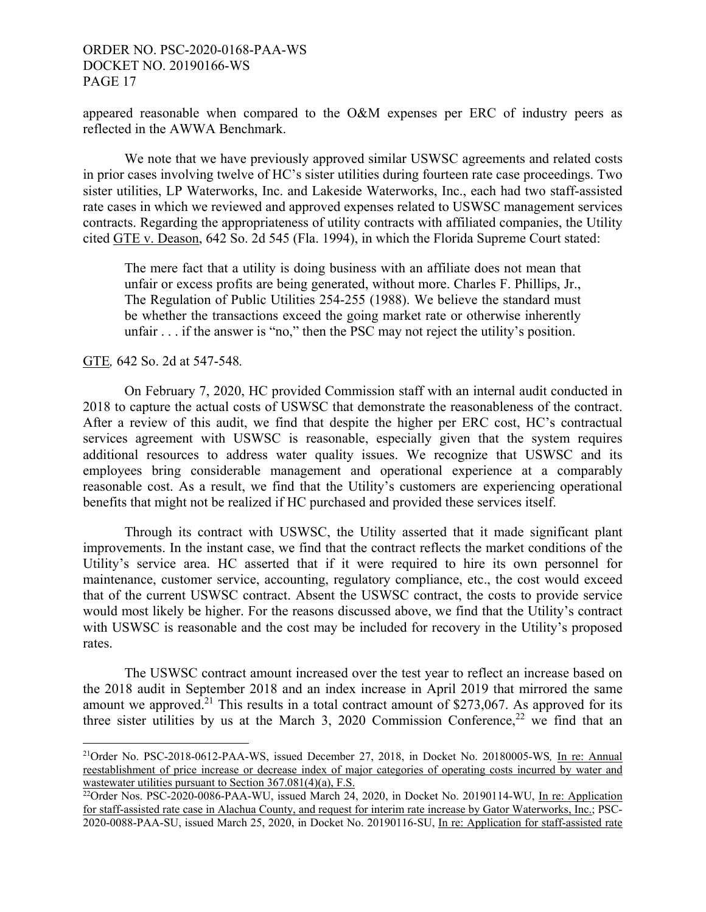appeared reasonable when compared to the O&M expenses per ERC of industry peers as reflected in the AWWA Benchmark.

We note that we have previously approved similar USWSC agreements and related costs in prior cases involving twelve of HC's sister utilities during fourteen rate case proceedings. Two sister utilities, LP Waterworks, Inc. and Lakeside Waterworks, Inc., each had two staff-assisted rate cases in which we reviewed and approved expenses related to USWSC management services contracts. Regarding the appropriateness of utility contracts with affiliated companies, the Utility cited GTE v. Deason, 642 So. 2d 545 (Fla. 1994), in which the Florida Supreme Court stated:

> The mere fact that a utility is doing business with an affiliate does not mean that unfair or excess profits are being generated, without more. Charles F. Phillips, Jr., The Regulation of Public Utilities 254-255 (1988). We believe the standard must be whether the transactions exceed the going market rate or otherwise inherently unfair . . . if the answer is "no," then the PSC may not reject the utility's position.

GTE*,* 642 So. 2d at 547-548.

On February 7, 2020, HC provided Commission staff with an internal audit conducted in 2018 to capture the actual costs of USWSC that demonstrate the reasonableness of the contract. After a review of this audit, we find that despite the higher per ERC cost, HC's contractual services agreement with USWSC is reasonable, especially given that the system requires additional resources to address water quality issues. We recognize that USWSC and its employees bring considerable management and operational experience at a comparably reasonable cost. As a result, we find that the Utility's customers are experiencing operational benefits that might not be realized if HC purchased and provided these services itself.

Through its contract with USWSC, the Utility asserted that it made significant plant improvements. In the instant case, we find that the contract reflects the market conditions of the Utility's service area. HC asserted that if it were required to hire its own personnel for maintenance, customer service, accounting, regulatory compliance, etc., the cost would exceed that of the current USWSC contract. Absent the USWSC contract, the costs to provide service would most likely be higher. For the reasons discussed above, we find that the Utility's contract with USWSC is reasonable and the cost may be included for recovery in the Utility's proposed rates.

The USWSC contract amount increased over the test year to reflect an increase based on the 2018 audit in September 2018 and an index increase in April 2019 that mirrored the same amount we approved.[21] This results in a total contract amount of $273,067. As approved for its three sister utilities by us at the March 3, 2020 Commission Conference,[22] we find that an

---

[21] Order No. PSC-2018-0612-PAA-WS, issued December 27, 2018, in Docket No. 20180005-WS*,* In re: Annual reestablishment of price increase or decrease index of major categories of operating costs incurred by water and wastewater utilities pursuant to Section 367.081(4)(a), F.S.

[22] Order Nos. PSC-2020-0086-PAA-WU, issued March 24, 2020, in Docket No. 20190114-WU, In re: Application for staff-assisted rate case in Alachua County, and request for interim rate increase by Gator Waterworks, Inc.; PSC-2020-0088-PAA-SU, issued March 25, 2020, in Docket No. 20190116-SU, In re: Application for staff-assisted rate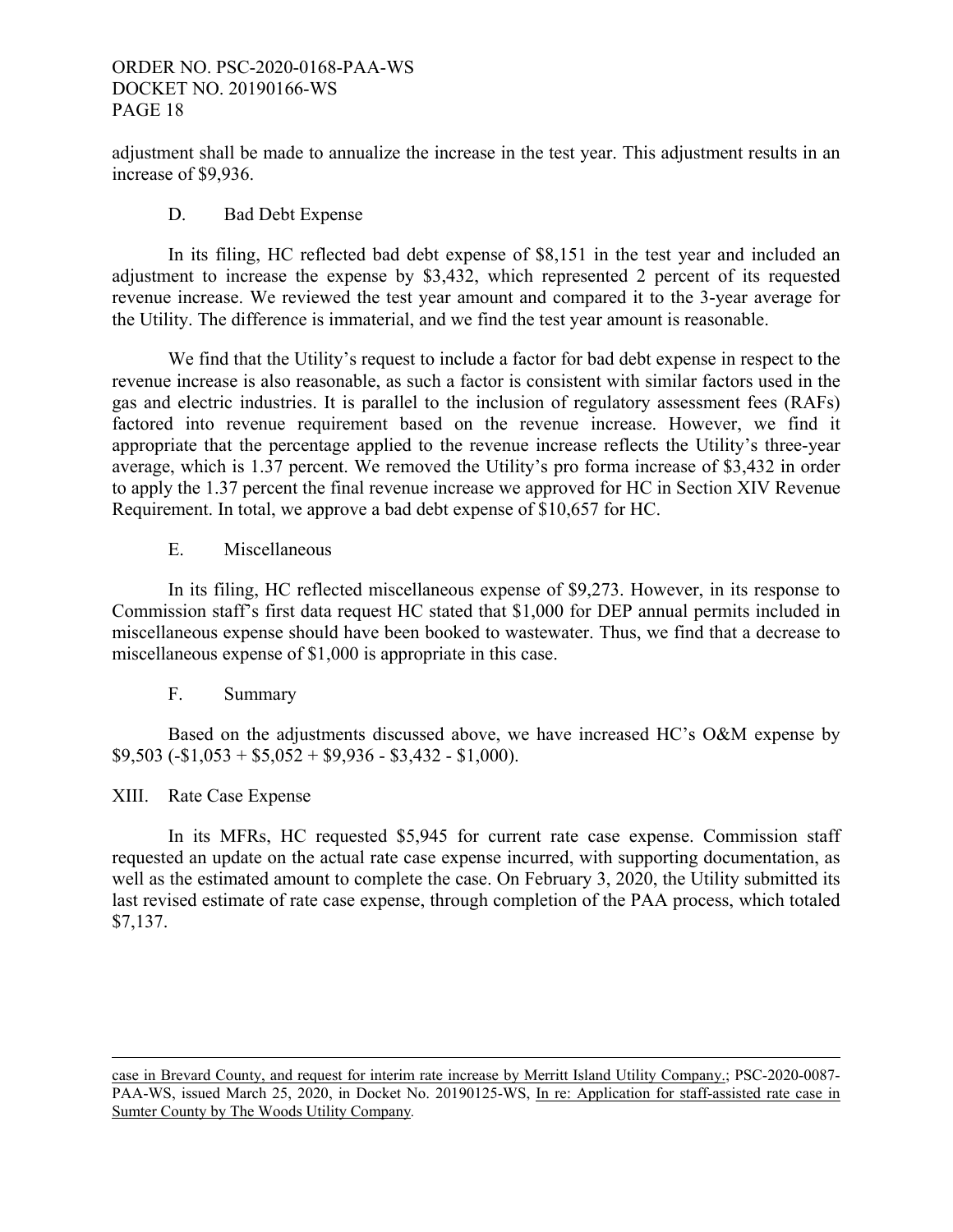adjustment shall be made to annualize the increase in the test year. This adjustment results in an increase of $9,936.

### D. Bad Debt Expense

In its filing, HC reflected bad debt expense of $8,151 in the test year and included an adjustment to increase the expense by $3,432, which represented 2 percent of its requested revenue increase. We reviewed the test year amount and compared it to the 3-year average for the Utility. The difference is immaterial, and we find the test year amount is reasonable.

We find that the Utility's request to include a factor for bad debt expense in respect to the revenue increase is also reasonable, as such a factor is consistent with similar factors used in the gas and electric industries. It is parallel to the inclusion of regulatory assessment fees (RAFs) factored into revenue requirement based on the revenue increase. However, we find it appropriate that the percentage applied to the revenue increase reflects the Utility's three-year average, which is 1.37 percent. We removed the Utility's pro forma increase of $3,432 in order to apply the 1.37 percent the final revenue increase we approved for HC in Section XIV Revenue Requirement. In total, we approve a bad debt expense of $10,657 for HC.

### E. Miscellaneous

In its filing, HC reflected miscellaneous expense of $9,273. However, in its response to Commission staff's first data request HC stated that $1,000 for DEP annual permits included in miscellaneous expense should have been booked to wastewater. Thus, we find that a decrease to miscellaneous expense of $1,000 is appropriate in this case.

### F. Summary

Based on the adjustments discussed above, we have increased HC's O&M expense by $9,503 (-$1,053 + $5,052 + $9,936 - $3,432 - $1,000).

## XIII. Rate Case Expense

In its MFRs, HC requested $5,945 for current rate case expense. Commission staff requested an update on the actual rate case expense incurred, with supporting documentation, as well as the estimated amount to complete the case. On February 3, 2020, the Utility submitted its last revised estimate of rate case expense, through completion of the PAA process, which totaled $7,137.

---

case in Brevard County, and request for interim rate increase by Merritt Island Utility Company.; PSC-2020-0087-PAA-WS, issued March 25, 2020, in Docket No. 20190125-WS, In re: Application for staff-assisted rate case in Sumter County by The Woods Utility Company.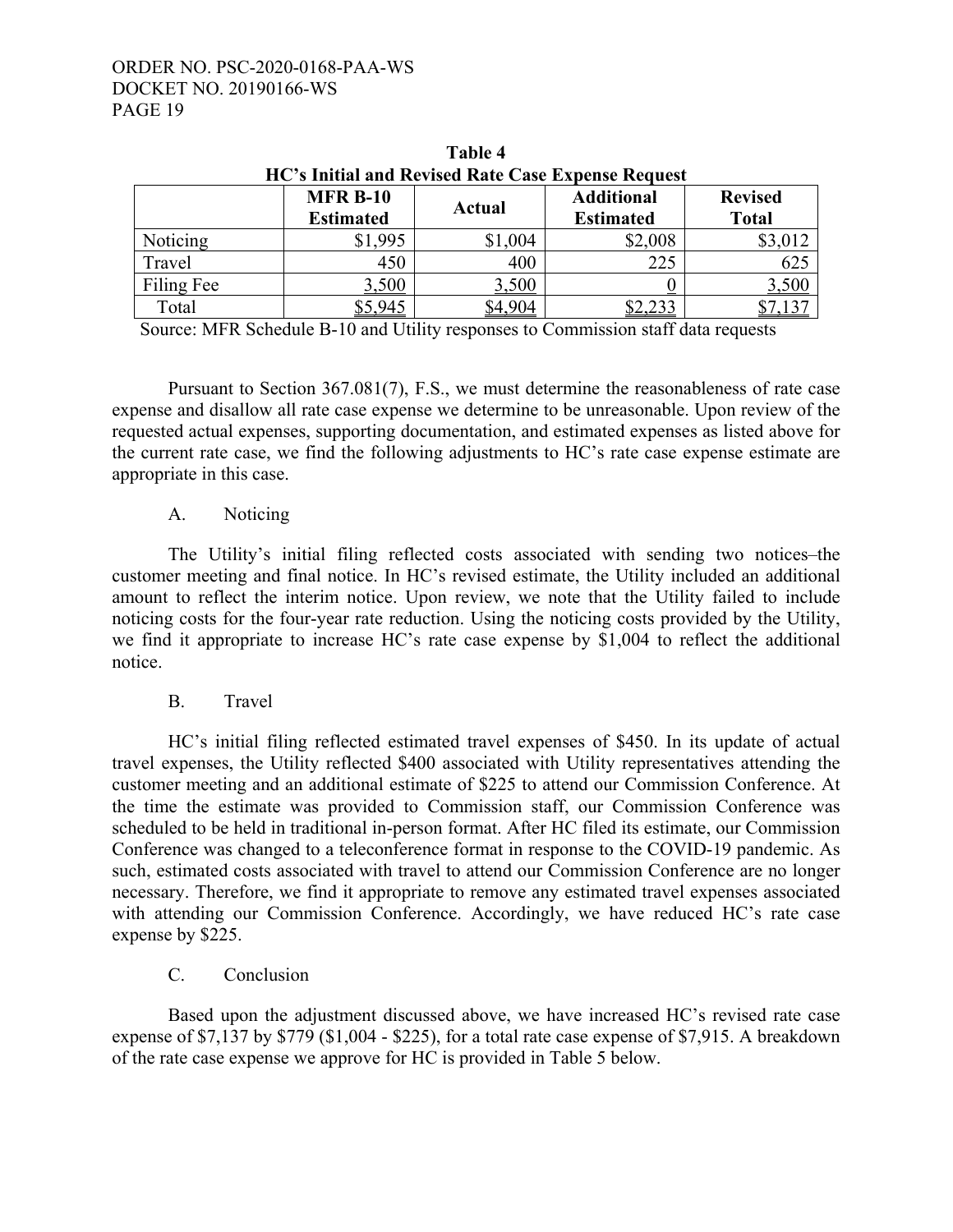**Table 4**
**HC's Initial and Revised Rate Case Expense Request**

| | MFR B-10 Estimated | Actual | Additional Estimated | Revised Total |
|---|---|---|---|---|
| Noticing | $1,995 | $1,004 | $2,008 | $3,012 |
| Travel | 450 | 400 | 225 | 625 |
| Filing Fee | 3,500 | 3,500 | 0 | 3,500 |
| Total | $5,945 | $4,904 | $2,233 | $7,137 |

Source: MFR Schedule B-10 and Utility responses to Commission staff data requests

Pursuant to Section 367.081(7), F.S., we must determine the reasonableness of rate case expense and disallow all rate case expense we determine to be unreasonable. Upon review of the requested actual expenses, supporting documentation, and estimated expenses as listed above for the current rate case, we find the following adjustments to HC's rate case expense estimate are appropriate in this case.

A. Noticing

The Utility's initial filing reflected costs associated with sending two notices–the customer meeting and final notice. In HC's revised estimate, the Utility included an additional amount to reflect the interim notice. Upon review, we note that the Utility failed to include noticing costs for the four-year rate reduction. Using the noticing costs provided by the Utility, we find it appropriate to increase HC's rate case expense by $1,004 to reflect the additional notice.

B. Travel

HC's initial filing reflected estimated travel expenses of $450. In its update of actual travel expenses, the Utility reflected $400 associated with Utility representatives attending the customer meeting and an additional estimate of $225 to attend our Commission Conference. At the time the estimate was provided to Commission staff, our Commission Conference was scheduled to be held in traditional in-person format. After HC filed its estimate, our Commission Conference was changed to a teleconference format in response to the COVID-19 pandemic. As such, estimated costs associated with travel to attend our Commission Conference are no longer necessary. Therefore, we find it appropriate to remove any estimated travel expenses associated with attending our Commission Conference. Accordingly, we have reduced HC's rate case expense by $225.

C. Conclusion

Based upon the adjustment discussed above, we have increased HC's revised rate case expense of $7,137 by $779 ($1,004 - $225), for a total rate case expense of $7,915. A breakdown of the rate case expense we approve for HC is provided in Table 5 below.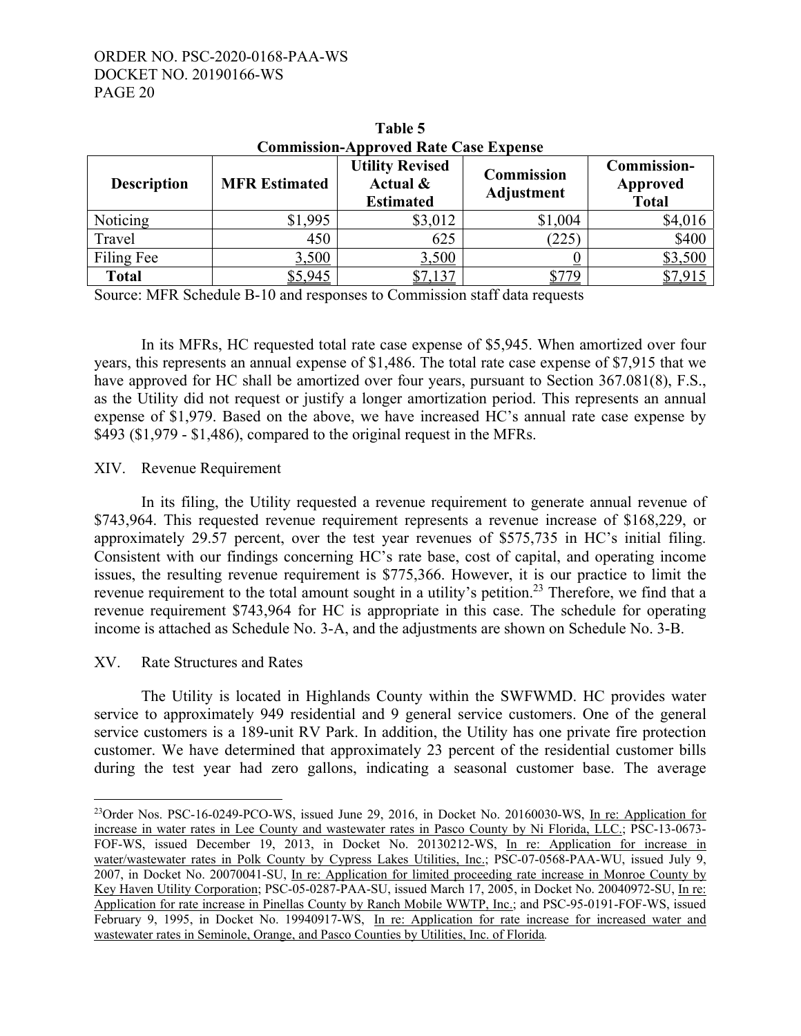**Table 5**
**Commission-Approved Rate Case Expense**

| Description | MFR Estimated | Utility Revised Actual & Estimated | Commission Adjustment | Commission-Approved Total |
|---|---|---|---|---|
| Noticing | $1,995 | $3,012 | $1,004 | $4,016 |
| Travel | 450 | 625 | (225) | $400 |
| Filing Fee | 3,500 | 3,500 | 0 | $3,500 |
| **Total** | $5,945 | $7,137 | $779 | $7,915 |

Source: MFR Schedule B-10 and responses to Commission staff data requests

In its MFRs, HC requested total rate case expense of $5,945. When amortized over four years, this represents an annual expense of $1,486. The total rate case expense of $7,915 that we have approved for HC shall be amortized over four years, pursuant to Section 367.081(8), F.S., as the Utility did not request or justify a longer amortization period. This represents an annual expense of $1,979. Based on the above, we have increased HC's annual rate case expense by $493 ($1,979 - $1,486), compared to the original request in the MFRs.

## XIV. Revenue Requirement

In its filing, the Utility requested a revenue requirement to generate annual revenue of $743,964. This requested revenue requirement represents a revenue increase of $168,229, or approximately 29.57 percent, over the test year revenues of $575,735 in HC's initial filing. Consistent with our findings concerning HC's rate base, cost of capital, and operating income issues, the resulting revenue requirement is $775,366. However, it is our practice to limit the revenue requirement to the total amount sought in a utility's petition.[23] Therefore, we find that a revenue requirement $743,964 for HC is appropriate in this case. The schedule for operating income is attached as Schedule No. 3-A, and the adjustments are shown on Schedule No. 3-B.

## XV. Rate Structures and Rates

The Utility is located in Highlands County within the SWFWMD. HC provides water service to approximately 949 residential and 9 general service customers. One of the general service customers is a 189-unit RV Park. In addition, the Utility has one private fire protection customer. We have determined that approximately 23 percent of the residential customer bills during the test year had zero gallons, indicating a seasonal customer base. The average

---

[23] Order Nos. PSC-16-0249-PCO-WS, issued June 29, 2016, in Docket No. 20160030-WS, In re: Application for increase in water rates in Lee County and wastewater rates in Pasco County by Ni Florida, LLC.; PSC-13-0673-FOF-WS, issued December 19, 2013, in Docket No. 20130212-WS, In re: Application for increase in water/wastewater rates in Polk County by Cypress Lakes Utilities, Inc.; PSC-07-0568-PAA-WU, issued July 9, 2007, in Docket No. 20070041-SU, In re: Application for limited proceeding rate increase in Monroe County by Key Haven Utility Corporation; PSC-05-0287-PAA-SU, issued March 17, 2005, in Docket No. 20040972-SU, In re: Application for rate increase in Pinellas County by Ranch Mobile WWTP, Inc.; and PSC-95-0191-FOF-WS, issued February 9, 1995, in Docket No. 19940917-WS, In re: Application for rate increase for increased water and wastewater rates in Seminole, Orange, and Pasco Counties by Utilities, Inc. of Florida.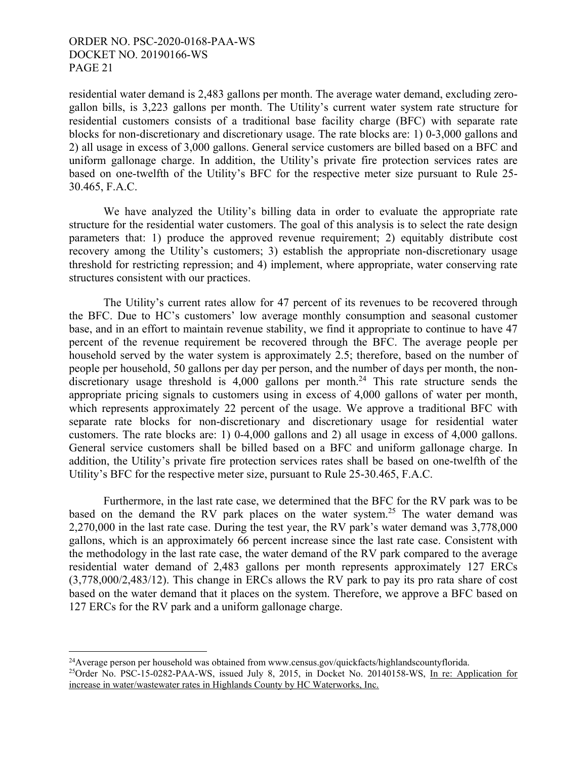residential water demand is 2,483 gallons per month. The average water demand, excluding zero-gallon bills, is 3,223 gallons per month. The Utility's current water system rate structure for residential customers consists of a traditional base facility charge (BFC) with separate rate blocks for non-discretionary and discretionary usage. The rate blocks are: 1) 0-3,000 gallons and 2) all usage in excess of 3,000 gallons. General service customers are billed based on a BFC and uniform gallonage charge. In addition, the Utility's private fire protection services rates are based on one-twelfth of the Utility's BFC for the respective meter size pursuant to Rule 25-30.465, F.A.C.

We have analyzed the Utility's billing data in order to evaluate the appropriate rate structure for the residential water customers. The goal of this analysis is to select the rate design parameters that: 1) produce the approved revenue requirement; 2) equitably distribute cost recovery among the Utility's customers; 3) establish the appropriate non-discretionary usage threshold for restricting repression; and 4) implement, where appropriate, water conserving rate structures consistent with our practices.

The Utility's current rates allow for 47 percent of its revenues to be recovered through the BFC. Due to HC's customers' low average monthly consumption and seasonal customer base, and in an effort to maintain revenue stability, we find it appropriate to continue to have 47 percent of the revenue requirement be recovered through the BFC. The average people per household served by the water system is approximately 2.5; therefore, based on the number of people per household, 50 gallons per day per person, and the number of days per month, the non-discretionary usage threshold is 4,000 gallons per month.[24] This rate structure sends the appropriate pricing signals to customers using in excess of 4,000 gallons of water per month, which represents approximately 22 percent of the usage. We approve a traditional BFC with separate rate blocks for non-discretionary and discretionary usage for residential water customers. The rate blocks are: 1) 0-4,000 gallons and 2) all usage in excess of 4,000 gallons. General service customers shall be billed based on a BFC and uniform gallonage charge. In addition, the Utility's private fire protection services rates shall be based on one-twelfth of the Utility's BFC for the respective meter size, pursuant to Rule 25-30.465, F.A.C.

Furthermore, in the last rate case, we determined that the BFC for the RV park was to be based on the demand the RV park places on the water system.[25] The water demand was 2,270,000 in the last rate case. During the test year, the RV park's water demand was 3,778,000 gallons, which is an approximately 66 percent increase since the last rate case. Consistent with the methodology in the last rate case, the water demand of the RV park compared to the average residential water demand of 2,483 gallons per month represents approximately 127 ERCs (3,778,000/2,483/12). This change in ERCs allows the RV park to pay its pro rata share of cost based on the water demand that it places on the system. Therefore, we approve a BFC based on 127 ERCs for the RV park and a uniform gallonage charge.

---

[24]Average person per household was obtained from www.census.gov/quickfacts/highlandscountyflorida.

[25]Order No. PSC-15-0282-PAA-WS, issued July 8, 2015, in Docket No. 20140158-WS, In re: Application for increase in water/wastewater rates in Highlands County by HC Waterworks, Inc.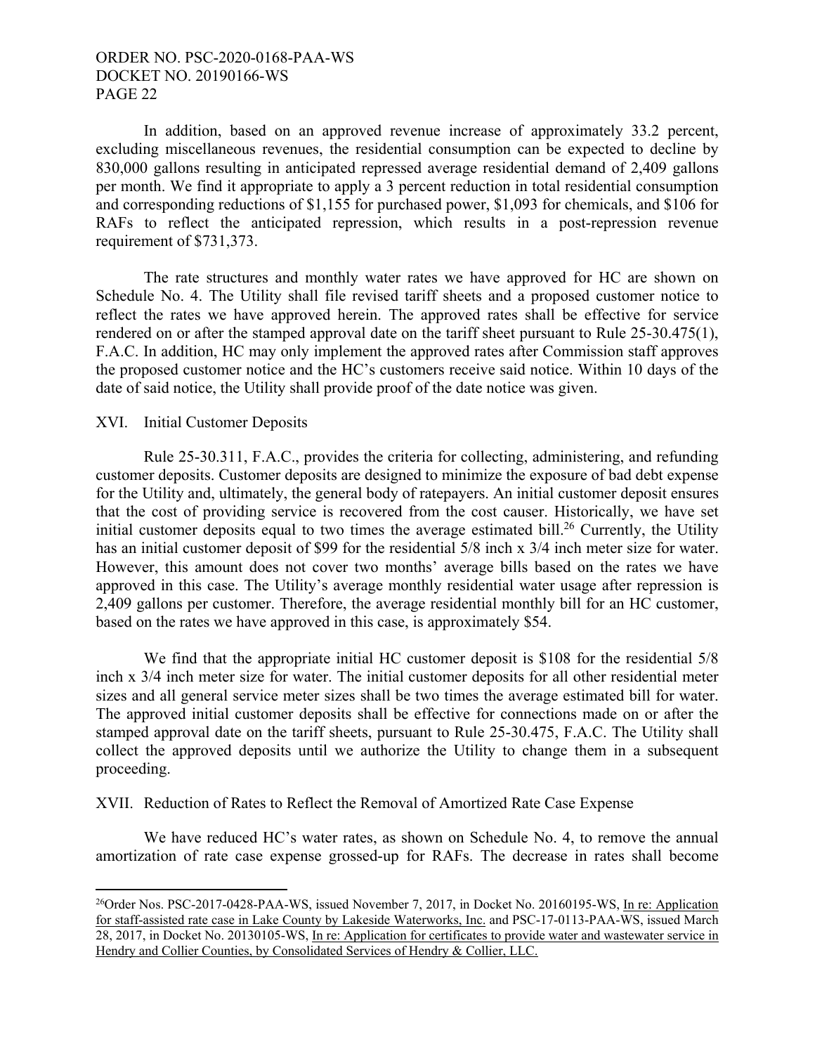In addition, based on an approved revenue increase of approximately 33.2 percent, excluding miscellaneous revenues, the residential consumption can be expected to decline by 830,000 gallons resulting in anticipated repressed average residential demand of 2,409 gallons per month. We find it appropriate to apply a 3 percent reduction in total residential consumption and corresponding reductions of $1,155 for purchased power, $1,093 for chemicals, and $106 for RAFs to reflect the anticipated repression, which results in a post-repression revenue requirement of $731,373.

The rate structures and monthly water rates we have approved for HC are shown on Schedule No. 4. The Utility shall file revised tariff sheets and a proposed customer notice to reflect the rates we have approved herein. The approved rates shall be effective for service rendered on or after the stamped approval date on the tariff sheet pursuant to Rule 25-30.475(1), F.A.C. In addition, HC may only implement the approved rates after Commission staff approves the proposed customer notice and the HC's customers receive said notice. Within 10 days of the date of said notice, the Utility shall provide proof of the date notice was given.

## XVI. Initial Customer Deposits

Rule 25-30.311, F.A.C., provides the criteria for collecting, administering, and refunding customer deposits. Customer deposits are designed to minimize the exposure of bad debt expense for the Utility and, ultimately, the general body of ratepayers. An initial customer deposit ensures that the cost of providing service is recovered from the cost causer. Historically, we have set initial customer deposits equal to two times the average estimated bill.[26] Currently, the Utility has an initial customer deposit of $99 for the residential 5/8 inch x 3/4 inch meter size for water. However, this amount does not cover two months' average bills based on the rates we have approved in this case. The Utility's average monthly residential water usage after repression is 2,409 gallons per customer. Therefore, the average residential monthly bill for an HC customer, based on the rates we have approved in this case, is approximately $54.

We find that the appropriate initial HC customer deposit is $108 for the residential 5/8 inch x 3/4 inch meter size for water. The initial customer deposits for all other residential meter sizes and all general service meter sizes shall be two times the average estimated bill for water. The approved initial customer deposits shall be effective for connections made on or after the stamped approval date on the tariff sheets, pursuant to Rule 25-30.475, F.A.C. The Utility shall collect the approved deposits until we authorize the Utility to change them in a subsequent proceeding.

## XVII. Reduction of Rates to Reflect the Removal of Amortized Rate Case Expense

We have reduced HC's water rates, as shown on Schedule No. 4, to remove the annual amortization of rate case expense grossed-up for RAFs. The decrease in rates shall become

---

[26] Order Nos. PSC-2017-0428-PAA-WS, issued November 7, 2017, in Docket No. 20160195-WS, In re: Application for staff-assisted rate case in Lake County by Lakeside Waterworks, Inc. and PSC-17-0113-PAA-WS, issued March 28, 2017, in Docket No. 20130105-WS, In re: Application for certificates to provide water and wastewater service in Hendry and Collier Counties, by Consolidated Services of Hendry & Collier, LLC.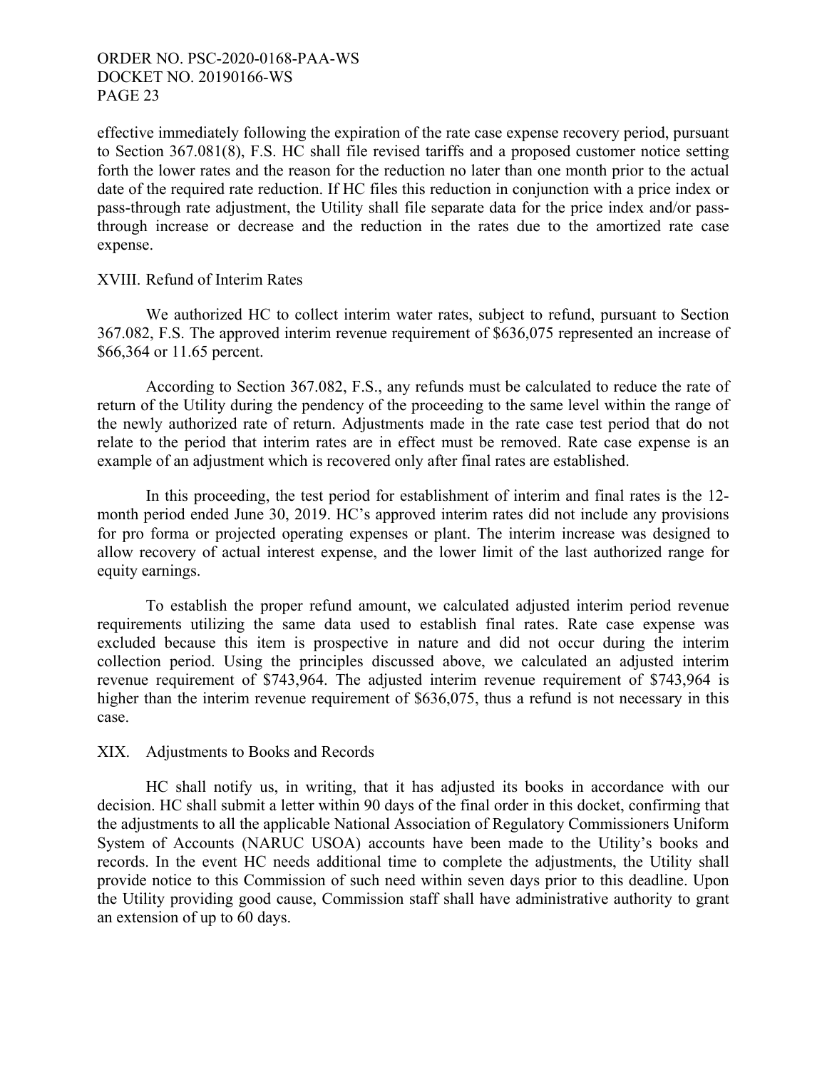effective immediately following the expiration of the rate case expense recovery period, pursuant to Section 367.081(8), F.S. HC shall file revised tariffs and a proposed customer notice setting forth the lower rates and the reason for the reduction no later than one month prior to the actual date of the required rate reduction. If HC files this reduction in conjunction with a price index or pass-through rate adjustment, the Utility shall file separate data for the price index and/or pass-through increase or decrease and the reduction in the rates due to the amortized rate case expense.

## XVIII. Refund of Interim Rates

We authorized HC to collect interim water rates, subject to refund, pursuant to Section 367.082, F.S. The approved interim revenue requirement of $636,075 represented an increase of $66,364 or 11.65 percent.

According to Section 367.082, F.S., any refunds must be calculated to reduce the rate of return of the Utility during the pendency of the proceeding to the same level within the range of the newly authorized rate of return. Adjustments made in the rate case test period that do not relate to the period that interim rates are in effect must be removed. Rate case expense is an example of an adjustment which is recovered only after final rates are established.

In this proceeding, the test period for establishment of interim and final rates is the 12-month period ended June 30, 2019. HC's approved interim rates did not include any provisions for pro forma or projected operating expenses or plant. The interim increase was designed to allow recovery of actual interest expense, and the lower limit of the last authorized range for equity earnings.

To establish the proper refund amount, we calculated adjusted interim period revenue requirements utilizing the same data used to establish final rates. Rate case expense was excluded because this item is prospective in nature and did not occur during the interim collection period. Using the principles discussed above, we calculated an adjusted interim revenue requirement of $743,964. The adjusted interim revenue requirement of $743,964 is higher than the interim revenue requirement of $636,075, thus a refund is not necessary in this case.

## XIX. Adjustments to Books and Records

HC shall notify us, in writing, that it has adjusted its books in accordance with our decision. HC shall submit a letter within 90 days of the final order in this docket, confirming that the adjustments to all the applicable National Association of Regulatory Commissioners Uniform System of Accounts (NARUC USOA) accounts have been made to the Utility's books and records. In the event HC needs additional time to complete the adjustments, the Utility shall provide notice to this Commission of such need within seven days prior to this deadline. Upon the Utility providing good cause, Commission staff shall have administrative authority to grant an extension of up to 60 days.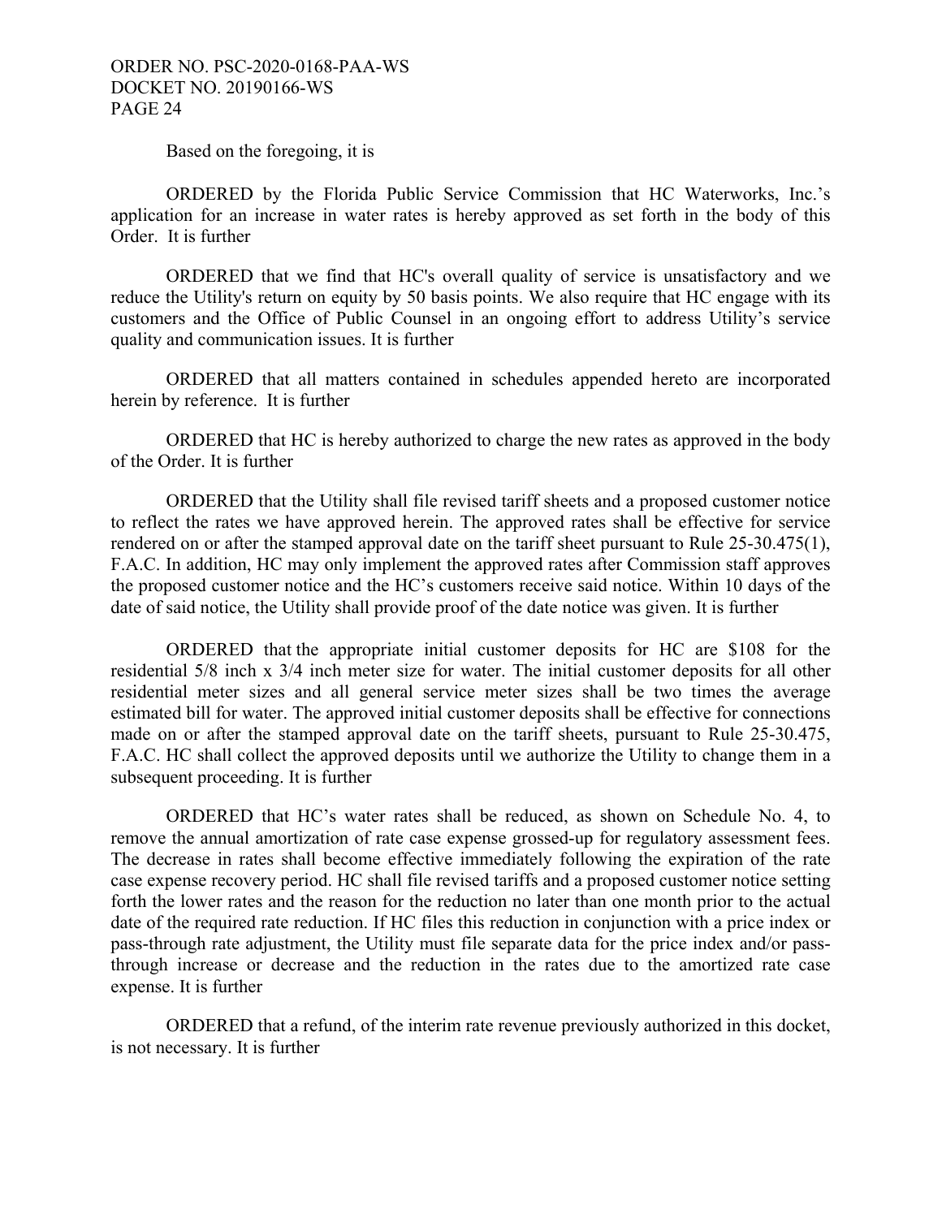Based on the foregoing, it is

ORDERED by the Florida Public Service Commission that HC Waterworks, Inc.'s application for an increase in water rates is hereby approved as set forth in the body of this Order. It is further

ORDERED that we find that HC's overall quality of service is unsatisfactory and we reduce the Utility's return on equity by 50 basis points. We also require that HC engage with its customers and the Office of Public Counsel in an ongoing effort to address Utility's service quality and communication issues. It is further

ORDERED that all matters contained in schedules appended hereto are incorporated herein by reference. It is further

ORDERED that HC is hereby authorized to charge the new rates as approved in the body of the Order. It is further

ORDERED that the Utility shall file revised tariff sheets and a proposed customer notice to reflect the rates we have approved herein. The approved rates shall be effective for service rendered on or after the stamped approval date on the tariff sheet pursuant to Rule 25-30.475(1), F.A.C. In addition, HC may only implement the approved rates after Commission staff approves the proposed customer notice and the HC's customers receive said notice. Within 10 days of the date of said notice, the Utility shall provide proof of the date notice was given. It is further

ORDERED that the appropriate initial customer deposits for HC are $108 for the residential 5/8 inch x 3/4 inch meter size for water. The initial customer deposits for all other residential meter sizes and all general service meter sizes shall be two times the average estimated bill for water. The approved initial customer deposits shall be effective for connections made on or after the stamped approval date on the tariff sheets, pursuant to Rule 25-30.475, F.A.C. HC shall collect the approved deposits until we authorize the Utility to change them in a subsequent proceeding. It is further

ORDERED that HC's water rates shall be reduced, as shown on Schedule No. 4, to remove the annual amortization of rate case expense grossed-up for regulatory assessment fees. The decrease in rates shall become effective immediately following the expiration of the rate case expense recovery period. HC shall file revised tariffs and a proposed customer notice setting forth the lower rates and the reason for the reduction no later than one month prior to the actual date of the required rate reduction. If HC files this reduction in conjunction with a price index or pass-through rate adjustment, the Utility must file separate data for the price index and/or pass-through increase or decrease and the reduction in the rates due to the amortized rate case expense. It is further

ORDERED that a refund, of the interim rate revenue previously authorized in this docket, is not necessary. It is further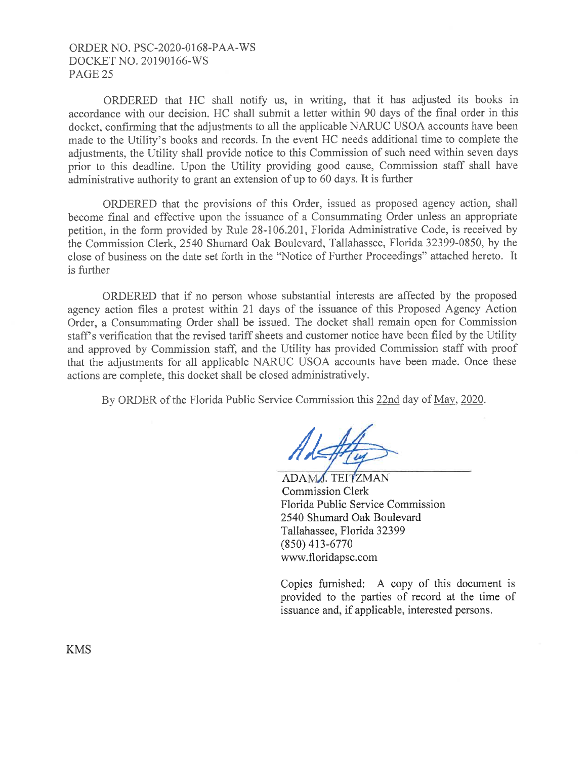ORDERED that HC shall notify us, in writing, that it has adjusted its books in accordance with our decision. HC shall submit a letter within 90 days of the final order in this docket, confirming that the adjustments to all the applicable NARUC USOA accounts have been made to the Utility's books and records. In the event HC needs additional time to complete the adjustments, the Utility shall provide notice to this Commission of such need within seven days prior to this deadline. Upon the Utility providing good cause, Commission staff shall have administrative authority to grant an extension of up to 60 days. It is further

ORDERED that the provisions of this Order, issued as proposed agency action, shall become final and effective upon the issuance of a Consummating Order unless an appropriate petition, in the form provided by Rule 28-106.201, Florida Administrative Code, is received by the Commission Clerk, 2540 Shumard Oak Boulevard, Tallahassee, Florida 32399-0850, by the close of business on the date set forth in the "Notice of Further Proceedings" attached hereto. It is further

ORDERED that if no person whose substantial interests are affected by the proposed agency action files a protest within 21 days of the issuance of this Proposed Agency Action Order, a Consummating Order shall be issued. The docket shall remain open for Commission staff's verification that the revised tariff sheets and customer notice have been filed by the Utility and approved by Commission staff, and the Utility has provided Commission staff with proof that the adjustments for all applicable NARUC USOA accounts have been made. Once these actions are complete, this docket shall be closed administratively.

By ORDER of the Florida Public Service Commission this 22nd day of May, 2020.

ADAM J. TEITZMAN
Commission Clerk
Florida Public Service Commission
2540 Shumard Oak Boulevard
Tallahassee, Florida 32399
(850) 413-6770
www.floridapsc.com

Copies furnished: A copy of this document is provided to the parties of record at the time of issuance and, if applicable, interested persons.

KMS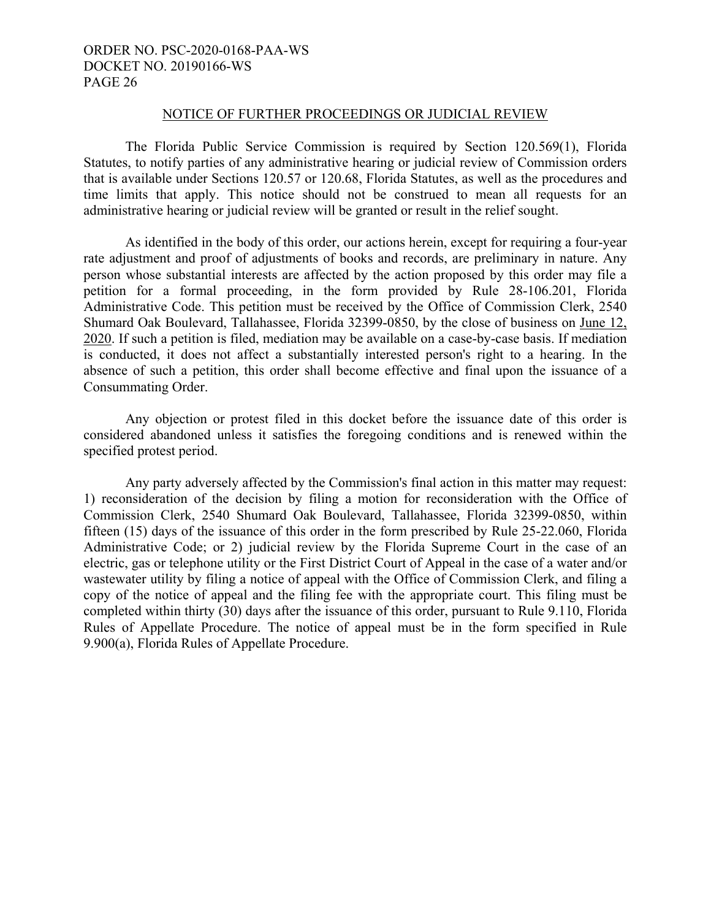## NOTICE OF FURTHER PROCEEDINGS OR JUDICIAL REVIEW

The Florida Public Service Commission is required by Section 120.569(1), Florida Statutes, to notify parties of any administrative hearing or judicial review of Commission orders that is available under Sections 120.57 or 120.68, Florida Statutes, as well as the procedures and time limits that apply. This notice should not be construed to mean all requests for an administrative hearing or judicial review will be granted or result in the relief sought.

As identified in the body of this order, our actions herein, except for requiring a four-year rate adjustment and proof of adjustments of books and records, are preliminary in nature. Any person whose substantial interests are affected by the action proposed by this order may file a petition for a formal proceeding, in the form provided by Rule 28-106.201, Florida Administrative Code. This petition must be received by the Office of Commission Clerk, 2540 Shumard Oak Boulevard, Tallahassee, Florida 32399-0850, by the close of business on June 12, 2020. If such a petition is filed, mediation may be available on a case-by-case basis. If mediation is conducted, it does not affect a substantially interested person's right to a hearing. In the absence of such a petition, this order shall become effective and final upon the issuance of a Consummating Order.

Any objection or protest filed in this docket before the issuance date of this order is considered abandoned unless it satisfies the foregoing conditions and is renewed within the specified protest period.

Any party adversely affected by the Commission's final action in this matter may request: 1) reconsideration of the decision by filing a motion for reconsideration with the Office of Commission Clerk, 2540 Shumard Oak Boulevard, Tallahassee, Florida 32399-0850, within fifteen (15) days of the issuance of this order in the form prescribed by Rule 25-22.060, Florida Administrative Code; or 2) judicial review by the Florida Supreme Court in the case of an electric, gas or telephone utility or the First District Court of Appeal in the case of a water and/or wastewater utility by filing a notice of appeal with the Office of Commission Clerk, and filing a copy of the notice of appeal and the filing fee with the appropriate court. This filing must be completed within thirty (30) days after the issuance of this order, pursuant to Rule 9.110, Florida Rules of Appellate Procedure. The notice of appeal must be in the form specified in Rule 9.900(a), Florida Rules of Appellate Procedure.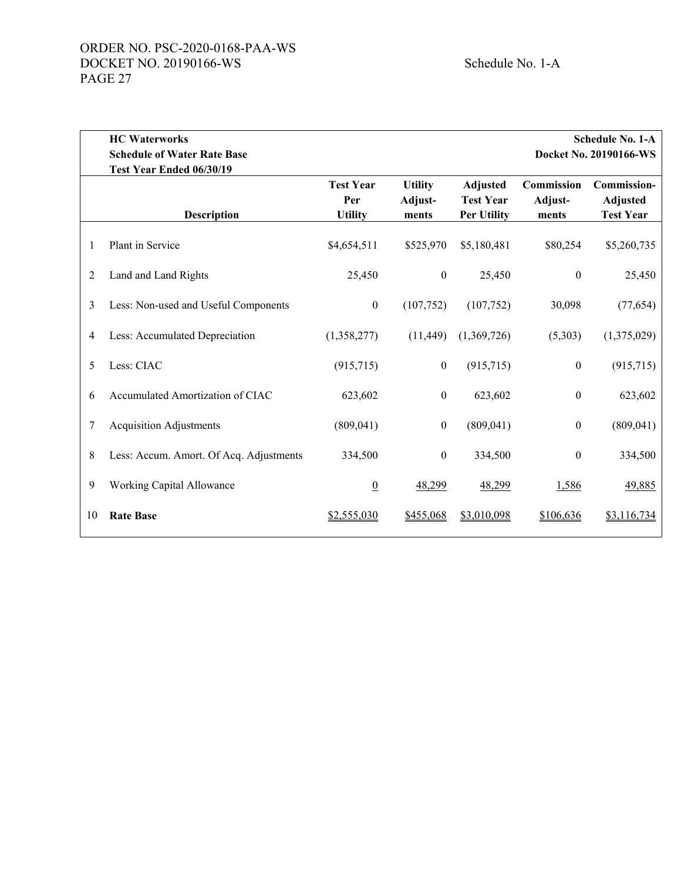| | **HC Waterworks** **Schedule of Water Rate Base** **Test Year Ended 06/30/19** | | | | | **Schedule No. 1-A** **Docket No. 20190166-WS** |
|---|---|---|---|---|---|---|
| | **Description** | **Test Year Per Utility** | **Utility Adjust-ments** | **Adjusted Test Year Per Utility** | **Commission Adjust-ments** | **Commission-Adjusted Test Year** |
| 1 | Plant in Service | \$4,654,511 | \$525,970 | \$5,180,481 | \$80,254 | \$5,260,735 |
| 2 | Land and Land Rights | 25,450 | 0 | 25,450 | 0 | 25,450 |
| 3 | Less: Non-used and Useful Components | 0 | (107,752) | (107,752) | 30,098 | (77,654) |
| 4 | Less: Accumulated Depreciation | (1,358,277) | (11,449) | (1,369,726) | (5,303) | (1,375,029) |
| 5 | Less: CIAC | (915,715) | 0 | (915,715) | 0 | (915,715) |
| 6 | Accumulated Amortization of CIAC | 623,602 | 0 | 623,602 | 0 | 623,602 |
| 7 | Acquisition Adjustments | (809,041) | 0 | (809,041) | 0 | (809,041) |
| 8 | Less: Accum. Amort. Of Acq. Adjustments | 334,500 | 0 | 334,500 | 0 | 334,500 |
| 9 | Working Capital Allowance | 0 | 48,299 | 48,299 | 1,586 | 49,885 |
| 10 | **Rate Base** | \$2,555,030 | \$455,068 | \$3,010,098 | \$106,636 | \$3,116,734 |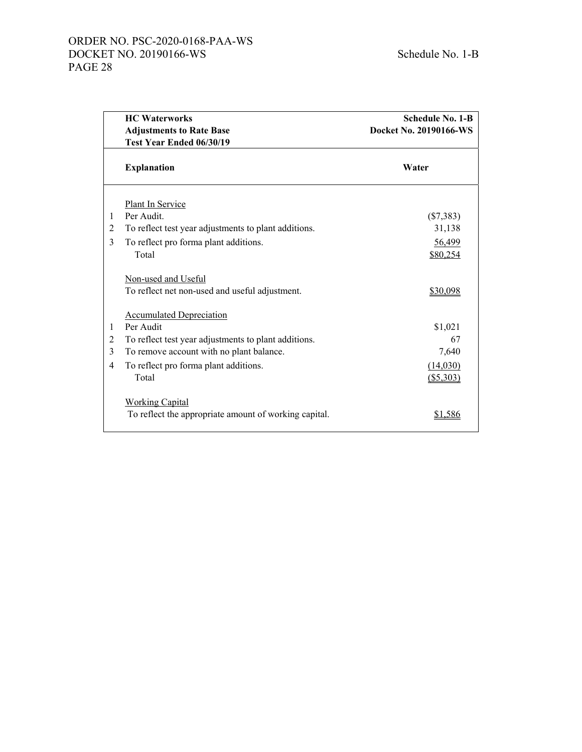| | **HC Waterworks** **Adjustments to Rate Base** **Test Year Ended 06/30/19** | **Schedule No. 1-B** **Docket No. 20190166-WS** |
|---|---|---|
| | **Explanation** | **Water** |
| | Plant In Service | |
| 1 | Per Audit. | ($7,383) |
| 2 | To reflect test year adjustments to plant additions. | 31,138 |
| 3 | To reflect pro forma plant additions. | 56,499 |
| | Total | $80,254 |
| | Non-used and Useful | |
| | To reflect net non-used and useful adjustment. | $30,098 |
| | Accumulated Depreciation | |
| 1 | Per Audit | $1,021 |
| 2 | To reflect test year adjustments to plant additions. | 67 |
| 3 | To remove account with no plant balance. | 7,640 |
| 4 | To reflect pro forma plant additions. | (14,030) |
| | Total | ($5,303) |
| | Working Capital | |
| | To reflect the appropriate amount of working capital. | $1,586 |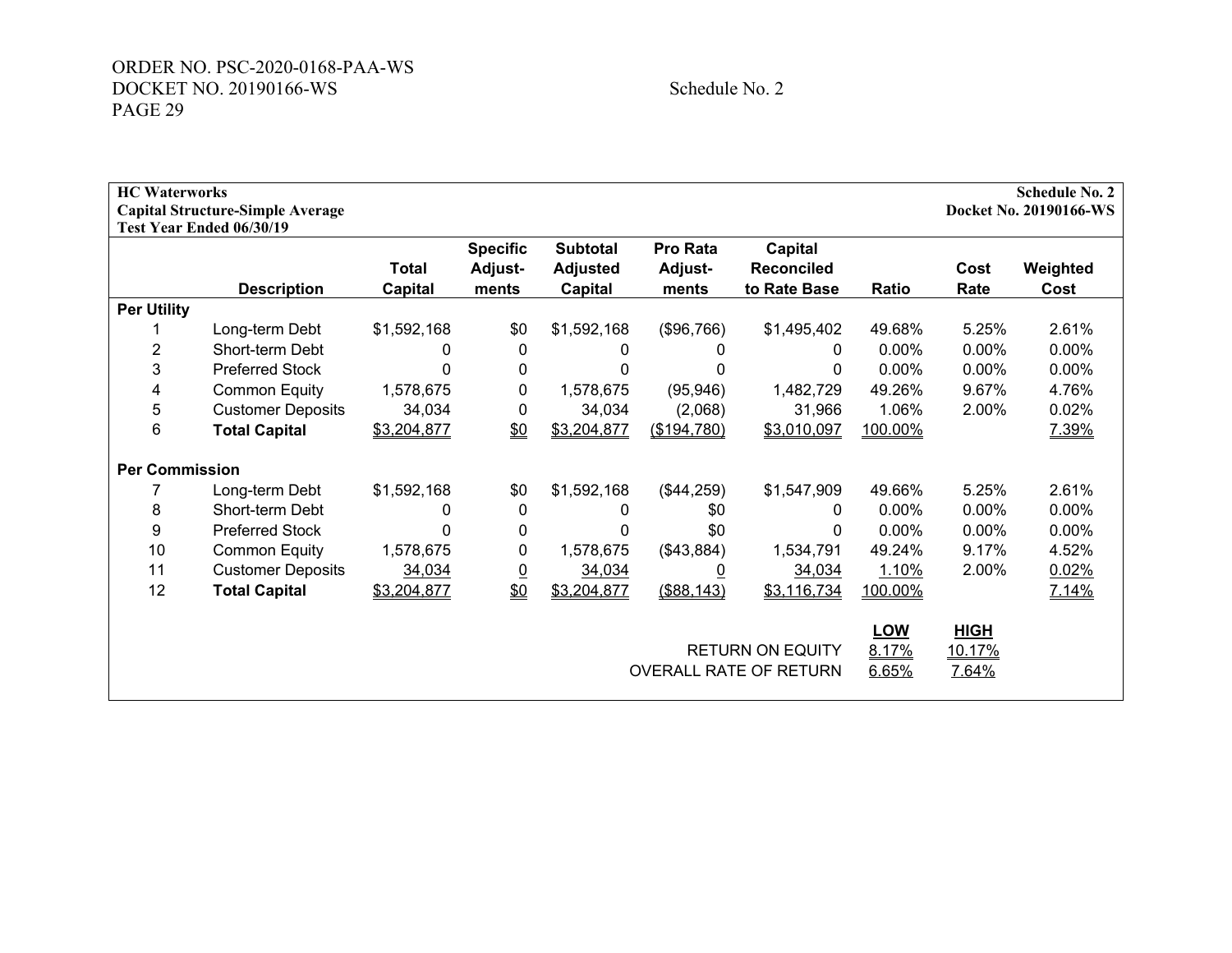Schedule No. 2

**HC Waterworks**
**Capital Structure-Simple Average**
**Test Year Ended 06/30/19**

**Schedule No. 2**
**Docket No. 20190166-WS**

| | Description | Total Capital | Specific Adjust-ments | Subtotal Adjusted Capital | Pro Rata Adjust-ments | Capital Reconciled to Rate Base | Ratio | Cost Rate | Weighted Cost |
|---|---|---|---|---|---|---|---|---|---|
| **Per Utility** | | | | | | | | | |
| 1 | Long-term Debt | $1,592,168 | $0 | $1,592,168 | ($96,766) | $1,495,402 | 49.68% | 5.25% | 2.61% |
| 2 | Short-term Debt | 0 | 0 | 0 | 0 | 0 | 0.00% | 0.00% | 0.00% |
| 3 | Preferred Stock | 0 | 0 | 0 | 0 | 0 | 0.00% | 0.00% | 0.00% |
| 4 | Common Equity | 1,578,675 | 0 | 1,578,675 | (95,946) | 1,482,729 | 49.26% | 9.67% | 4.76% |
| 5 | Customer Deposits | 34,034 | 0 | 34,034 | (2,068) | 31,966 | 1.06% | 2.00% | 0.02% |
| 6 | **Total Capital** | $3,204,877 | $0 | $3,204,877 | ($194,780) | $3,010,097 | 100.00% | | 7.39% |
| **Per Commission** | | | | | | | | | |
| 7 | Long-term Debt | $1,592,168 | $0 | $1,592,168 | ($44,259) | $1,547,909 | 49.66% | 5.25% | 2.61% |
| 8 | Short-term Debt | 0 | 0 | 0 | $0 | 0 | 0.00% | 0.00% | 0.00% |
| 9 | Preferred Stock | 0 | 0 | 0 | $0 | 0 | 0.00% | 0.00% | 0.00% |
| 10 | Common Equity | 1,578,675 | 0 | 1,578,675 | ($43,884) | 1,534,791 | 49.24% | 9.17% | 4.52% |
| 11 | Customer Deposits | 34,034 | 0 | 34,034 | 0 | 34,034 | 1.10% | 2.00% | 0.02% |
| 12 | **Total Capital** | $3,204,877 | $0 | $3,204,877 | ($88,143) | $3,116,734 | 100.00% | | 7.14% |

| | LOW | HIGH |
|---|---|---|
| RETURN ON EQUITY | 8.17% | 10.17% |
| OVERALL RATE OF RETURN | 6.65% | 7.64% |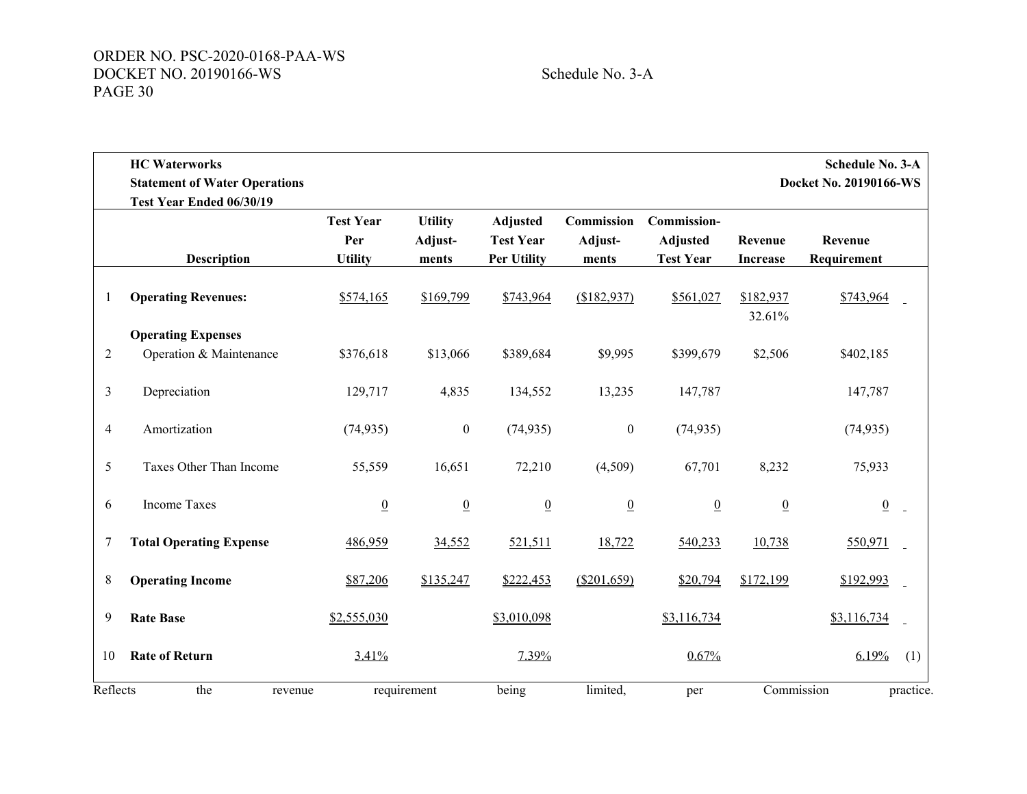ORDER NO. PSC-2020-0168-PAA-WS
DOCKET NO. 20190166-WS

Schedule No. 3-A

| | **HC Waterworks**<br>**Statement of Water Operations**<br>**Test Year Ended 06/30/19** | | | | | | | **Schedule No. 3-A**<br>**Docket No. 20190166-WS** | |
|---|---|---|---|---|---|---|---|---|---|
| | **Description** | **Test Year Per Utility** | **Utility Adjust-ments** | **Adjusted Test Year Per Utility** | **Commission Adjust-ments** | **Commission-Adjusted Test Year** | **Revenue Increase** | **Revenue Requirement** | |
| 1 | **Operating Revenues:** | $574,165 | $169,799 | $743,964 | ($182,937) | $561,027 | $182,937<br>32.61% | $743,964 | |
| | **Operating Expenses** | | | | | | | | |
| 2 | Operation & Maintenance | $376,618 | $13,066 | $389,684 | $9,995 | $399,679 | $2,506 | $402,185 | |
| 3 | Depreciation | 129,717 | 4,835 | 134,552 | 13,235 | 147,787 | | 147,787 | |
| 4 | Amortization | (74,935) | 0 | (74,935) | 0 | (74,935) | | (74,935) | |
| 5 | Taxes Other Than Income | 55,559 | 16,651 | 72,210 | (4,509) | 67,701 | 8,232 | 75,933 | |
| 6 | Income Taxes | 0 | 0 | 0 | 0 | 0 | 0 | 0 | |
| 7 | **Total Operating Expense** | 486,959 | 34,552 | 521,511 | 18,722 | 540,233 | 10,738 | 550,971 | |
| 8 | **Operating Income** | $87,206 | $135,247 | $222,453 | ($201,659) | $20,794 | $172,199 | $192,993 | |
| 9 | **Rate Base** | $2,555,030 | | $3,010,098 | | $3,116,734 | | $3,116,734 | |
| 10 | **Rate of Return** | 3.41% | | 7.39% | | 0.67% | | 6.19% | (1) |

Reflects the revenue requirement being limited, per Commission practice.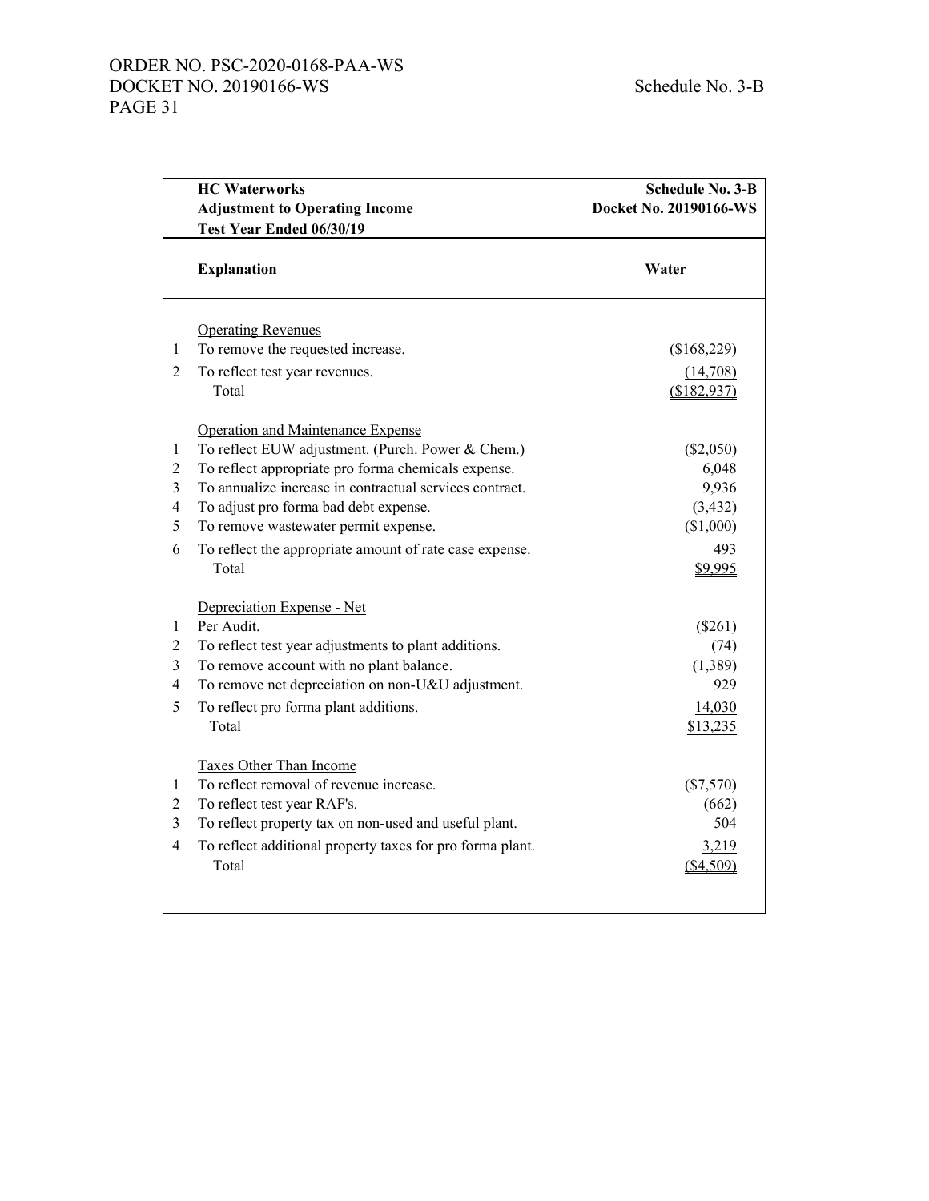| | HC Waterworks<br>Adjustment to Operating Income<br>Test Year Ended 06/30/19 | Schedule No. 3-B<br>Docket No. 20190166-WS |
|---|---|---|
| | **Explanation** | **Water** |
| | Operating Revenues | |
| 1 | To remove the requested increase. | ($168,229) |
| 2 | To reflect test year revenues. | (14,708) |
| | Total | ($182,937) |
| | Operation and Maintenance Expense | |
| 1 | To reflect EUW adjustment. (Purch. Power & Chem.) | ($2,050) |
| 2 | To reflect appropriate pro forma chemicals expense. | 6,048 |
| 3 | To annualize increase in contractual services contract. | 9,936 |
| 4 | To adjust pro forma bad debt expense. | (3,432) |
| 5 | To remove wastewater permit expense. | ($1,000) |
| 6 | To reflect the appropriate amount of rate case expense. | 493 |
| | Total | $9,995 |
| | Depreciation Expense - Net | |
| 1 | Per Audit. | ($261) |
| 2 | To reflect test year adjustments to plant additions. | (74) |
| 3 | To remove account with no plant balance. | (1,389) |
| 4 | To remove net depreciation on non-U&U adjustment. | 929 |
| 5 | To reflect pro forma plant additions. | 14,030 |
| | Total | $13,235 |
| | Taxes Other Than Income | |
| 1 | To reflect removal of revenue increase. | ($7,570) |
| 2 | To reflect test year RAF's. | (662) |
| 3 | To reflect property tax on non-used and useful plant. | 504 |
| 4 | To reflect additional property taxes for pro forma plant. | 3,219 |
| | Total | ($4,509) |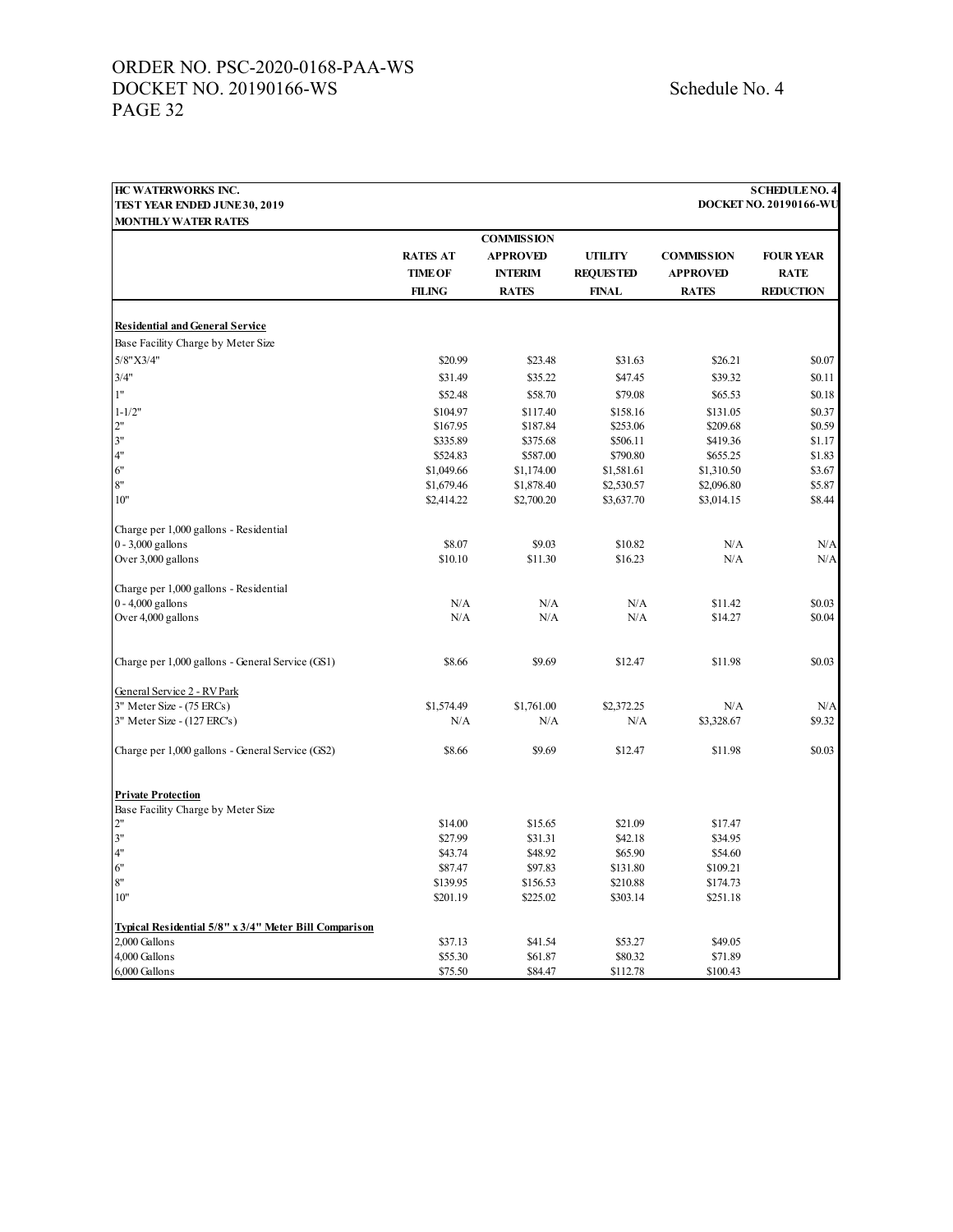ORDER NO. PSC-2020-0168-PAA-WS
DOCKET NO. 20190166-WS

Schedule No. 4

| HC WATERWORKS INC. TEST YEAR ENDED JUNE 30, 2019 MONTHLY WATER RATES | RATES AT TIME OF FILING | COMMISSION APPROVED INTERIM RATES | UTILITY REQUESTED FINAL | COMMISSION APPROVED RATES | SCHEDULE NO. 4 DOCKET NO. 20190166-WU FOUR YEAR RATE REDUCTION |
|---|---|---|---|---|---|
| **Residential and General Service** | | | | | |
| Base Facility Charge by Meter Size | | | | | |
| 5/8"X3/4" | $20.99 | $23.48 | $31.63 | $26.21 | $0.07 |
| 3/4" | $31.49 | $35.22 | $47.45 | $39.32 | $0.11 |
| 1" | $52.48 | $58.70 | $79.08 | $65.53 | $0.18 |
| 1-1/2" | $104.97 | $117.40 | $158.16 | $131.05 | $0.37 |
| 2" | $167.95 | $187.84 | $253.06 | $209.68 | $0.59 |
| 3" | $335.89 | $375.68 | $506.11 | $419.36 | $1.17 |
| 4" | $524.83 | $587.00 | $790.80 | $655.25 | $1.83 |
| 6" | $1,049.66 | $1,174.00 | $1,581.61 | $1,310.50 | $3.67 |
| 8" | $1,679.46 | $1,878.40 | $2,530.57 | $2,096.80 | $5.87 |
| 10" | $2,414.22 | $2,700.20 | $3,637.70 | $3,014.15 | $8.44 |
| Charge per 1,000 gallons - Residential | | | | | |
| 0 - 3,000 gallons | $8.07 | $9.03 | $10.82 | N/A | N/A |
| Over 3,000 gallons | $10.10 | $11.30 | $16.23 | N/A | N/A |
| Charge per 1,000 gallons - Residential | | | | | |
| 0 - 4,000 gallons | N/A | N/A | N/A | $11.42 | $0.03 |
| Over 4,000 gallons | N/A | N/A | N/A | $14.27 | $0.04 |
| Charge per 1,000 gallons - General Service (GS1) | $8.66 | $9.69 | $12.47 | $11.98 | $0.03 |
| General Service 2 - RV Park | | | | | |
| 3" Meter Size - (75 ERCs) | $1,574.49 | $1,761.00 | $2,372.25 | N/A | N/A |
| 3" Meter Size - (127 ERC's) | N/A | N/A | N/A | $3,328.67 | $9.32 |
| Charge per 1,000 gallons - General Service (GS2) | $8.66 | $9.69 | $12.47 | $11.98 | $0.03 |
| **Private Protection** | | | | | |
| Base Facility Charge by Meter Size | | | | | |
| 2" | $14.00 | $15.65 | $21.09 | $17.47 | |
| 3" | $27.99 | $31.31 | $42.18 | $34.95 | |
| 4" | $43.74 | $48.92 | $65.90 | $54.60 | |
| 6" | $87.47 | $97.83 | $131.80 | $109.21 | |
| 8" | $139.95 | $156.53 | $210.88 | $174.73 | |
| 10" | $201.19 | $225.02 | $303.14 | $251.18 | |
| **Typical Residential 5/8" x 3/4" Meter Bill Comparison** | | | | | |
| 2,000 Gallons | $37.13 | $41.54 | $53.27 | $49.05 | |
| 4,000 Gallons | $55.30 | $61.87 | $80.32 | $71.89 | |
| 6,000 Gallons | $75.50 | $84.47 | $112.78 | $100.43 | |